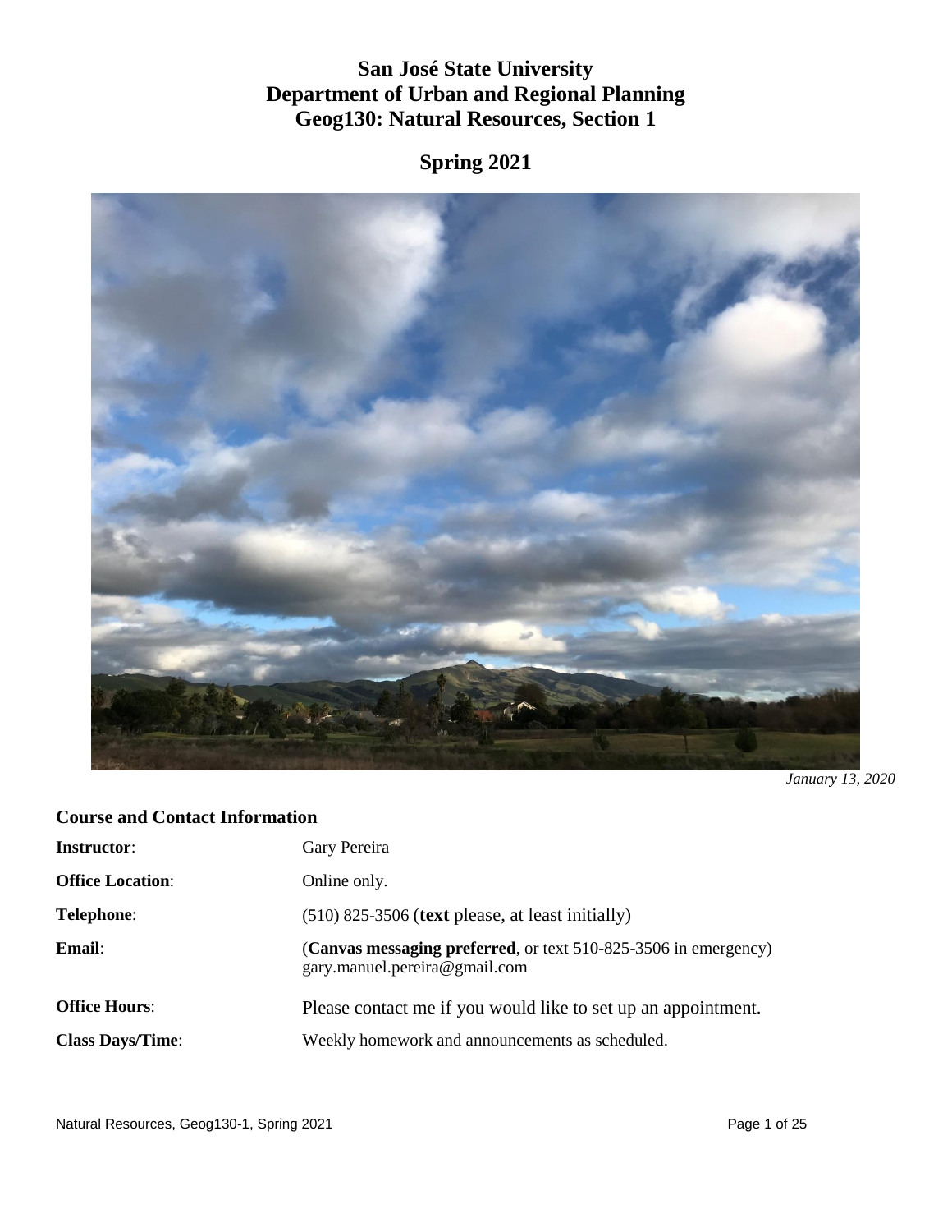# San José State University
# Department of Urban and Regional Planning
# Geog130: Natural Resources, Section 1

## Spring 2021

*January 13, 2020*

### Course and Contact Information

| | |
|---|---|
| **Instructor**: | Gary Pereira |
| **Office Location**: | Online only. |
| **Telephone**: | (510) 825-3506 (**text** please, at least initially) |
| **Email**: | (**Canvas messaging preferred**, or text 510-825-3506 in emergency) gary.manuel.pereira@gmail.com |
| **Office Hours**: | Please contact me if you would like to set up an appointment. |
| **Class Days/Time**: | Weekly homework and announcements as scheduled. |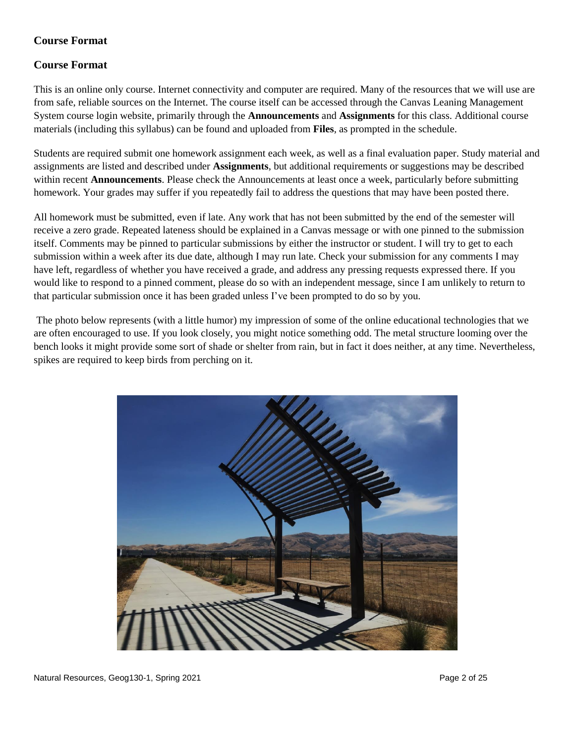## Course Format

## Course Format

This is an online only course. Internet connectivity and computer are required. Many of the resources that we will use are from safe, reliable sources on the Internet. The course itself can be accessed through the Canvas Leaning Management System course login website, primarily through the **Announcements** and **Assignments** for this class. Additional course materials (including this syllabus) can be found and uploaded from **Files**, as prompted in the schedule.

Students are required submit one homework assignment each week, as well as a final evaluation paper. Study material and assignments are listed and described under **Assignments**, but additional requirements or suggestions may be described within recent **Announcements**. Please check the Announcements at least once a week, particularly before submitting homework. Your grades may suffer if you repeatedly fail to address the questions that may have been posted there.

All homework must be submitted, even if late. Any work that has not been submitted by the end of the semester will receive a zero grade. Repeated lateness should be explained in a Canvas message or with one pinned to the submission itself. Comments may be pinned to particular submissions by either the instructor or student. I will try to get to each submission within a week after its due date, although I may run late. Check your submission for any comments I may have left, regardless of whether you have received a grade, and address any pressing requests expressed there. If you would like to respond to a pinned comment, please do so with an independent message, since I am unlikely to return to that particular submission once it has been graded unless I've been prompted to do so by you.

The photo below represents (with a little humor) my impression of some of the online educational technologies that we are often encouraged to use. If you look closely, you might notice something odd. The metal structure looming over the bench looks it might provide some sort of shade or shelter from rain, but in fact it does neither, at any time. Nevertheless, spikes are required to keep birds from perching on it.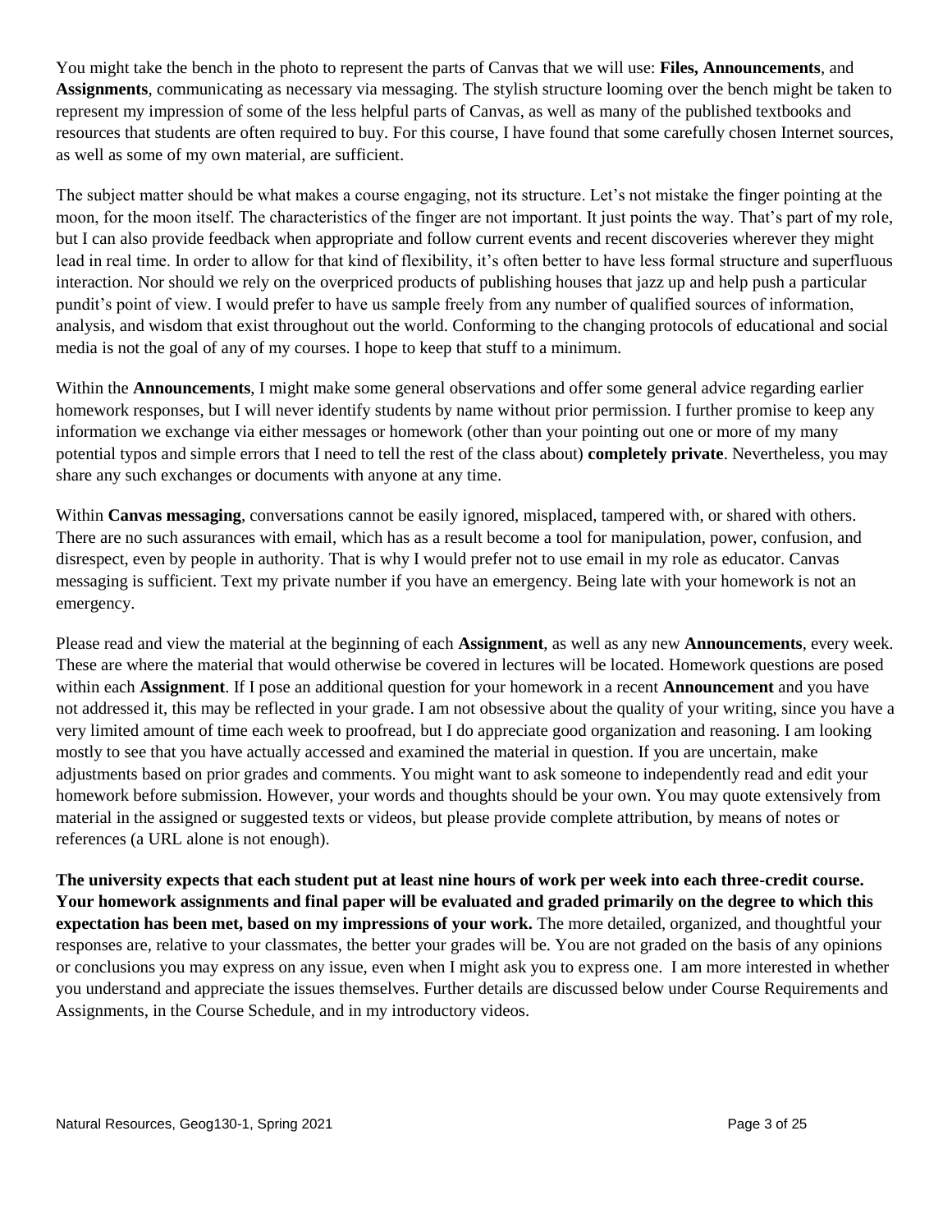You might take the bench in the photo to represent the parts of Canvas that we will use: **Files, Announcements**, and **Assignments**, communicating as necessary via messaging. The stylish structure looming over the bench might be taken to represent my impression of some of the less helpful parts of Canvas, as well as many of the published textbooks and resources that students are often required to buy. For this course, I have found that some carefully chosen Internet sources, as well as some of my own material, are sufficient.

The subject matter should be what makes a course engaging, not its structure. Let's not mistake the finger pointing at the moon, for the moon itself. The characteristics of the finger are not important. It just points the way. That's part of my role, but I can also provide feedback when appropriate and follow current events and recent discoveries wherever they might lead in real time. In order to allow for that kind of flexibility, it's often better to have less formal structure and superfluous interaction. Nor should we rely on the overpriced products of publishing houses that jazz up and help push a particular pundit's point of view. I would prefer to have us sample freely from any number of qualified sources of information, analysis, and wisdom that exist throughout out the world. Conforming to the changing protocols of educational and social media is not the goal of any of my courses. I hope to keep that stuff to a minimum.

Within the **Announcements**, I might make some general observations and offer some general advice regarding earlier homework responses, but I will never identify students by name without prior permission. I further promise to keep any information we exchange via either messages or homework (other than your pointing out one or more of my many potential typos and simple errors that I need to tell the rest of the class about) **completely private**. Nevertheless, you may share any such exchanges or documents with anyone at any time.

Within **Canvas messaging**, conversations cannot be easily ignored, misplaced, tampered with, or shared with others. There are no such assurances with email, which has as a result become a tool for manipulation, power, confusion, and disrespect, even by people in authority. That is why I would prefer not to use email in my role as educator. Canvas messaging is sufficient. Text my private number if you have an emergency. Being late with your homework is not an emergency.

Please read and view the material at the beginning of each **Assignment**, as well as any new **Announcements**, every week. These are where the material that would otherwise be covered in lectures will be located. Homework questions are posed within each **Assignment**. If I pose an additional question for your homework in a recent **Announcement** and you have not addressed it, this may be reflected in your grade. I am not obsessive about the quality of your writing, since you have a very limited amount of time each week to proofread, but I do appreciate good organization and reasoning. I am looking mostly to see that you have actually accessed and examined the material in question. If you are uncertain, make adjustments based on prior grades and comments. You might want to ask someone to independently read and edit your homework before submission. However, your words and thoughts should be your own. You may quote extensively from material in the assigned or suggested texts or videos, but please provide complete attribution, by means of notes or references (a URL alone is not enough).

**The university expects that each student put at least nine hours of work per week into each three-credit course. Your homework assignments and final paper will be evaluated and graded primarily on the degree to which this expectation has been met, based on my impressions of your work.** The more detailed, organized, and thoughtful your responses are, relative to your classmates, the better your grades will be. You are not graded on the basis of any opinions or conclusions you may express on any issue, even when I might ask you to express one. I am more interested in whether you understand and appreciate the issues themselves. Further details are discussed below under Course Requirements and Assignments, in the Course Schedule, and in my introductory videos.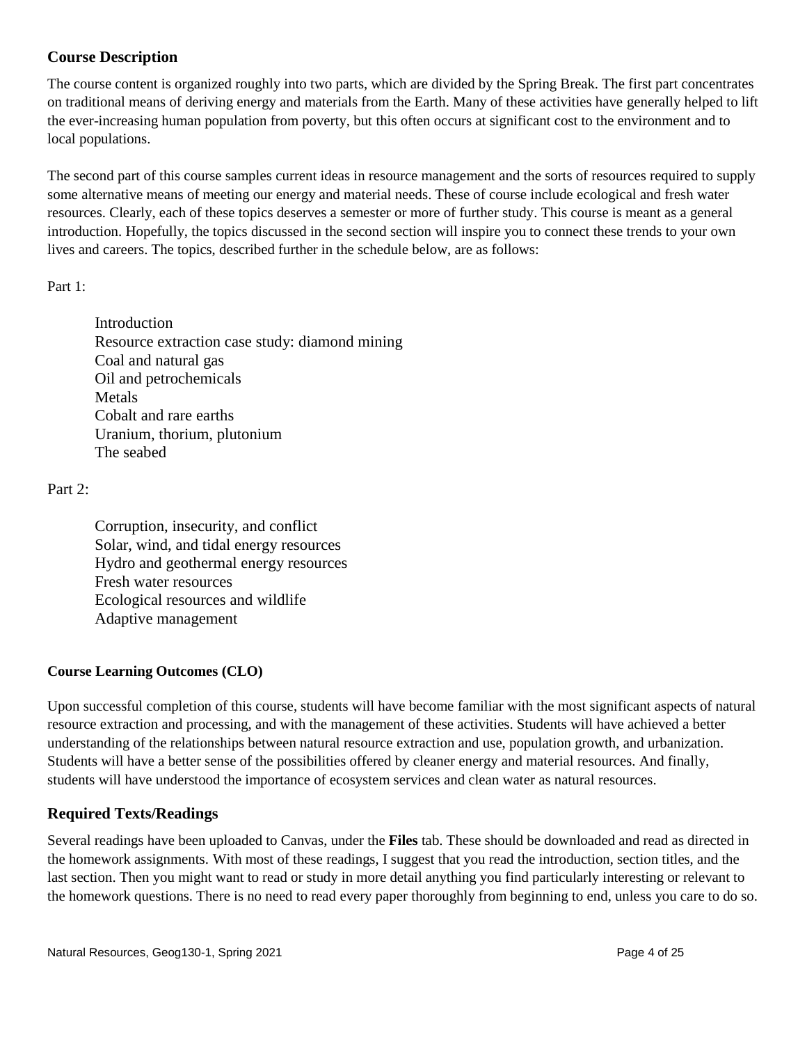## Course Description

The course content is organized roughly into two parts, which are divided by the Spring Break. The first part concentrates on traditional means of deriving energy and materials from the Earth. Many of these activities have generally helped to lift the ever-increasing human population from poverty, but this often occurs at significant cost to the environment and to local populations.

The second part of this course samples current ideas in resource management and the sorts of resources required to supply some alternative means of meeting our energy and material needs. These of course include ecological and fresh water resources. Clearly, each of these topics deserves a semester or more of further study. This course is meant as a general introduction. Hopefully, the topics discussed in the second section will inspire you to connect these trends to your own lives and careers. The topics, described further in the schedule below, are as follows:

Part 1:

- Introduction
- Resource extraction case study: diamond mining
- Coal and natural gas
- Oil and petrochemicals
- Metals
- Cobalt and rare earths
- Uranium, thorium, plutonium
- The seabed

Part 2:

- Corruption, insecurity, and conflict
- Solar, wind, and tidal energy resources
- Hydro and geothermal energy resources
- Fresh water resources
- Ecological resources and wildlife
- Adaptive management

### Course Learning Outcomes (CLO)

Upon successful completion of this course, students will have become familiar with the most significant aspects of natural resource extraction and processing, and with the management of these activities. Students will have achieved a better understanding of the relationships between natural resource extraction and use, population growth, and urbanization. Students will have a better sense of the possibilities offered by cleaner energy and material resources. And finally, students will have understood the importance of ecosystem services and clean water as natural resources.

## Required Texts/Readings

Several readings have been uploaded to Canvas, under the **Files** tab. These should be downloaded and read as directed in the homework assignments. With most of these readings, I suggest that you read the introduction, section titles, and the last section. Then you might want to read or study in more detail anything you find particularly interesting or relevant to the homework questions. There is no need to read every paper thoroughly from beginning to end, unless you care to do so.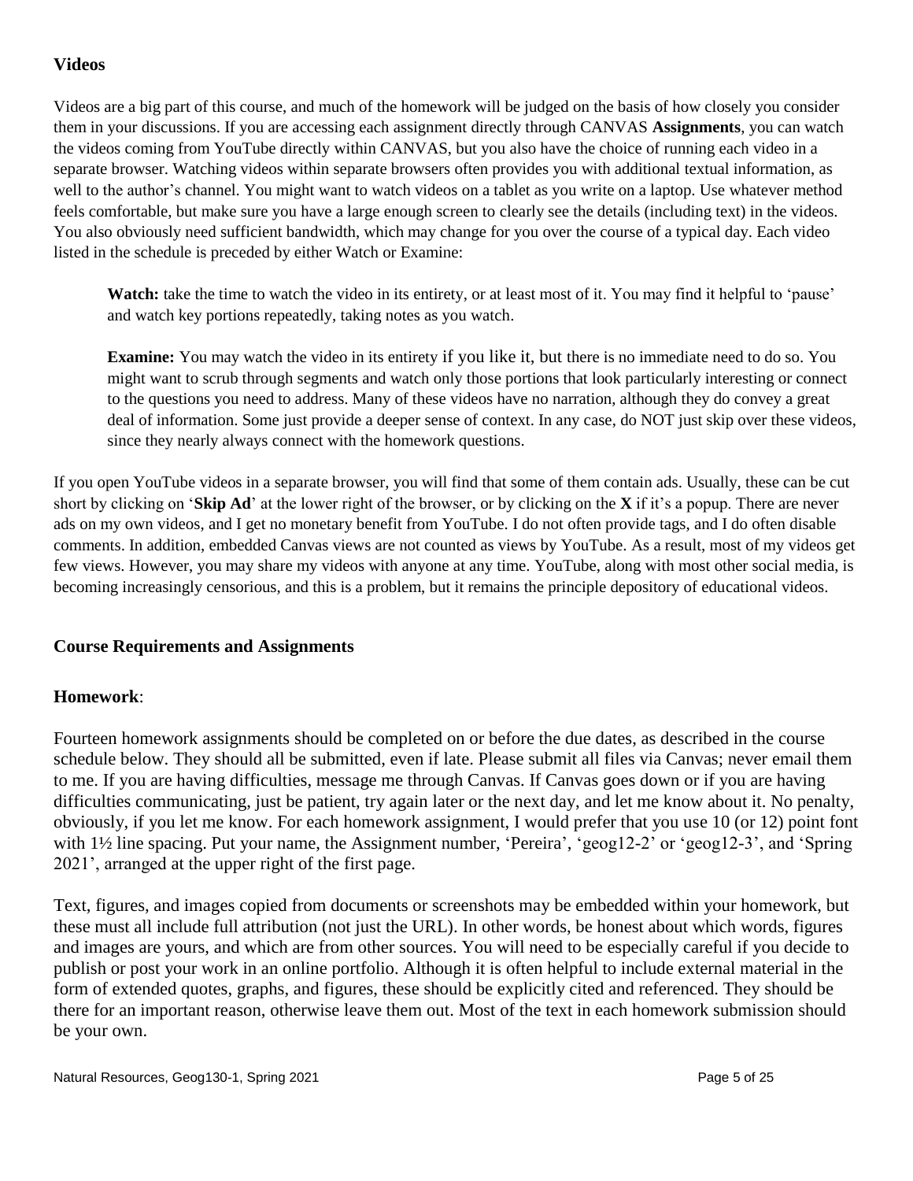### Videos

Videos are a big part of this course, and much of the homework will be judged on the basis of how closely you consider them in your discussions. If you are accessing each assignment directly through CANVAS **Assignments**, you can watch the videos coming from YouTube directly within CANVAS, but you also have the choice of running each video in a separate browser. Watching videos within separate browsers often provides you with additional textual information, as well to the author's channel. You might want to watch videos on a tablet as you write on a laptop. Use whatever method feels comfortable, but make sure you have a large enough screen to clearly see the details (including text) in the videos. You also obviously need sufficient bandwidth, which may change for you over the course of a typical day. Each video listed in the schedule is preceded by either Watch or Examine:

> **Watch:** take the time to watch the video in its entirety, or at least most of it. You may find it helpful to 'pause' and watch key portions repeatedly, taking notes as you watch.
>
> **Examine:** You may watch the video in its entirety if you like it, but there is no immediate need to do so. You might want to scrub through segments and watch only those portions that look particularly interesting or connect to the questions you need to address. Many of these videos have no narration, although they do convey a great deal of information. Some just provide a deeper sense of context. In any case, do NOT just skip over these videos, since they nearly always connect with the homework questions.

If you open YouTube videos in a separate browser, you will find that some of them contain ads. Usually, these can be cut short by clicking on '**Skip Ad**' at the lower right of the browser, or by clicking on the **X** if it's a popup. There are never ads on my own videos, and I get no monetary benefit from YouTube. I do not often provide tags, and I do often disable comments. In addition, embedded Canvas views are not counted as views by YouTube. As a result, most of my videos get few views. However, you may share my videos with anyone at any time. YouTube, along with most other social media, is becoming increasingly censorious, and this is a problem, but it remains the principle depository of educational videos.

### Course Requirements and Assignments

### Homework:

Fourteen homework assignments should be completed on or before the due dates, as described in the course schedule below. They should all be submitted, even if late. Please submit all files via Canvas; never email them to me. If you are having difficulties, message me through Canvas. If Canvas goes down or if you are having difficulties communicating, just be patient, try again later or the next day, and let me know about it. No penalty, obviously, if you let me know. For each homework assignment, I would prefer that you use 10 (or 12) point font with 1½ line spacing. Put your name, the Assignment number, 'Pereira', 'geog12-2' or 'geog12-3', and 'Spring 2021', arranged at the upper right of the first page.

Text, figures, and images copied from documents or screenshots may be embedded within your homework, but these must all include full attribution (not just the URL). In other words, be honest about which words, figures and images are yours, and which are from other sources. You will need to be especially careful if you decide to publish or post your work in an online portfolio. Although it is often helpful to include external material in the form of extended quotes, graphs, and figures, these should be explicitly cited and referenced. They should be there for an important reason, otherwise leave them out. Most of the text in each homework submission should be your own.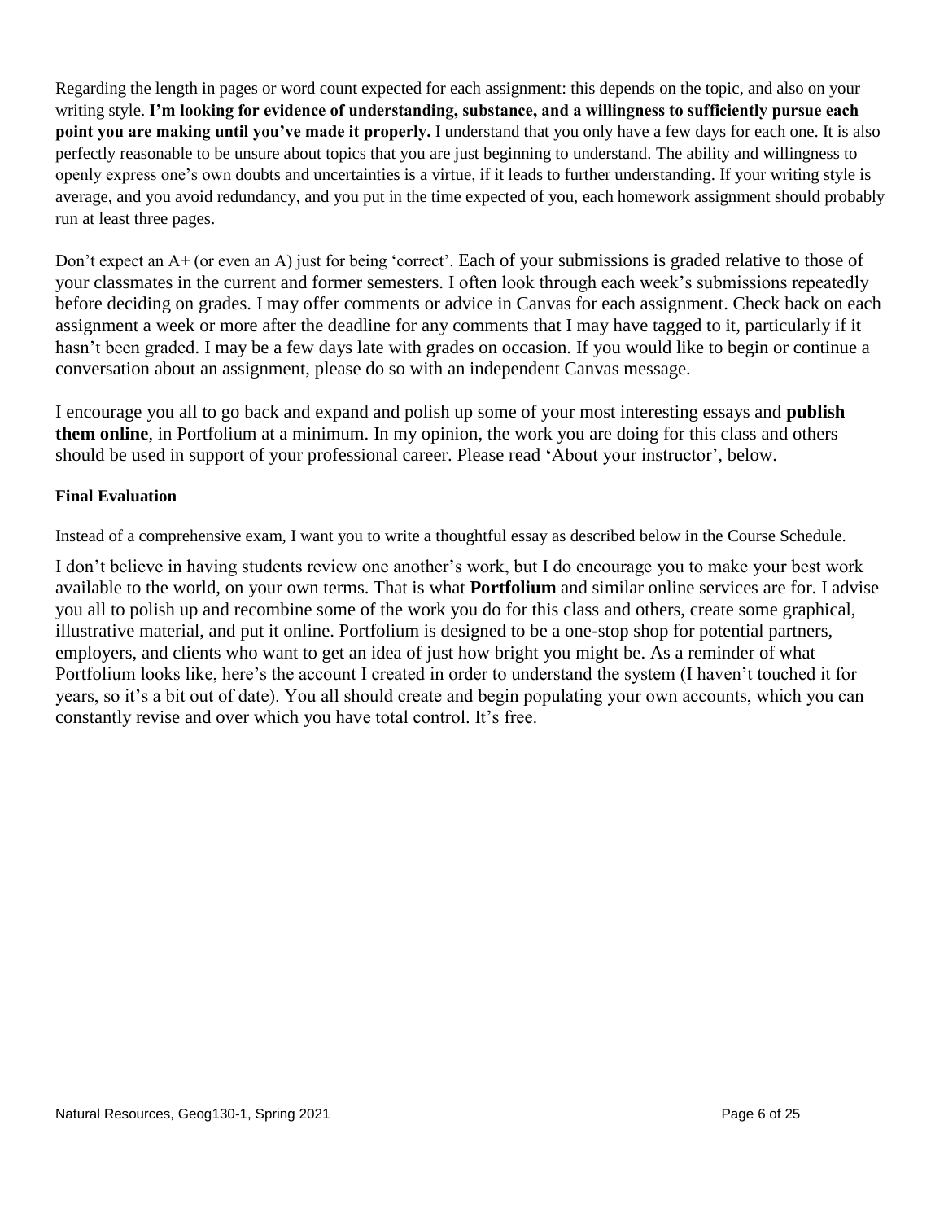Regarding the length in pages or word count expected for each assignment: this depends on the topic, and also on your writing style. **I'm looking for evidence of understanding, substance, and a willingness to sufficiently pursue each point you are making until you've made it properly.** I understand that you only have a few days for each one. It is also perfectly reasonable to be unsure about topics that you are just beginning to understand. The ability and willingness to openly express one's own doubts and uncertainties is a virtue, if it leads to further understanding. If your writing style is average, and you avoid redundancy, and you put in the time expected of you, each homework assignment should probably run at least three pages.

Don't expect an A+ (or even an A) just for being 'correct'. Each of your submissions is graded relative to those of your classmates in the current and former semesters. I often look through each week's submissions repeatedly before deciding on grades. I may offer comments or advice in Canvas for each assignment. Check back on each assignment a week or more after the deadline for any comments that I may have tagged to it, particularly if it hasn't been graded. I may be a few days late with grades on occasion. If you would like to begin or continue a conversation about an assignment, please do so with an independent Canvas message.

I encourage you all to go back and expand and polish up some of your most interesting essays and **publish them online**, in Portfolium at a minimum. In my opinion, the work you are doing for this class and others should be used in support of your professional career. Please read 'About your instructor', below.

**Final Evaluation**

Instead of a comprehensive exam, I want you to write a thoughtful essay as described below in the Course Schedule.

I don't believe in having students review one another's work, but I do encourage you to make your best work available to the world, on your own terms. That is what **Portfolium** and similar online services are for. I advise you all to polish up and recombine some of the work you do for this class and others, create some graphical, illustrative material, and put it online. Portfolium is designed to be a one-stop shop for potential partners, employers, and clients who want to get an idea of just how bright you might be. As a reminder of what Portfolium looks like, here's the account I created in order to understand the system (I haven't touched it for years, so it's a bit out of date). You all should create and begin populating your own accounts, which you can constantly revise and over which you have total control. It's free.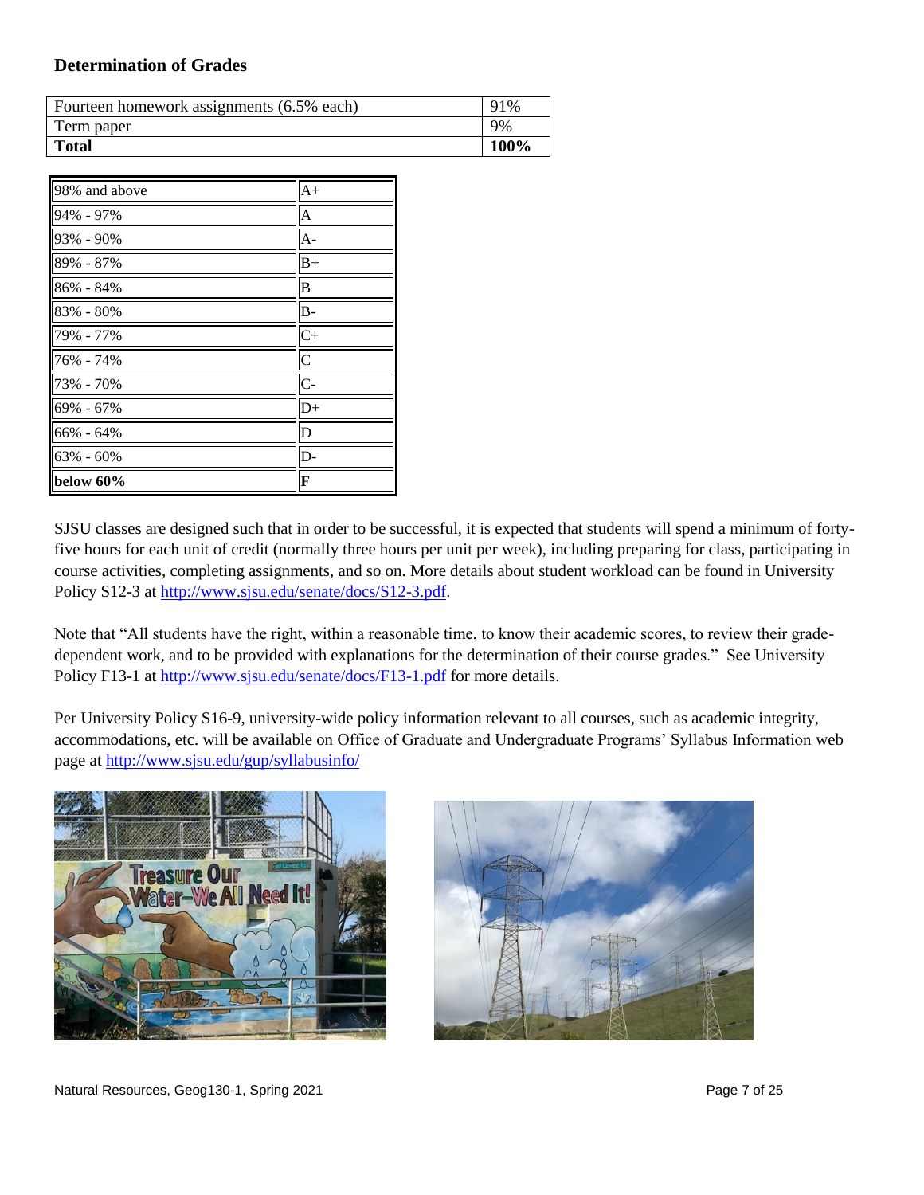## Determination of Grades

| Fourteen homework assignments (6.5% each) | 91% |
|---|---|
| Term paper | 9% |
| **Total** | **100%** |

| 98% and above | A+ |
|---|---|
| 94% - 97% | A |
| 93% - 90% | A- |
| 89% - 87% | B+ |
| 86% - 84% | B |
| 83% - 80% | B- |
| 79% - 77% | C+ |
| 76% - 74% | C |
| 73% - 70% | C- |
| 69% - 67% | D+ |
| 66% - 64% | D |
| 63% - 60% | D- |
| **below 60%** | **F** |

SJSU classes are designed such that in order to be successful, it is expected that students will spend a minimum of forty-five hours for each unit of credit (normally three hours per unit per week), including preparing for class, participating in course activities, completing assignments, and so on. More details about student workload can be found in University Policy S12-3 at http://www.sjsu.edu/senate/docs/S12-3.pdf.

Note that "All students have the right, within a reasonable time, to know their academic scores, to review their grade-dependent work, and to be provided with explanations for the determination of their course grades." See University Policy F13-1 at http://www.sjsu.edu/senate/docs/F13-1.pdf for more details.

Per University Policy S16-9, university-wide policy information relevant to all courses, such as academic integrity, accommodations, etc. will be available on Office of Graduate and Undergraduate Programs' Syllabus Information web page at http://www.sjsu.edu/gup/syllabusinfo/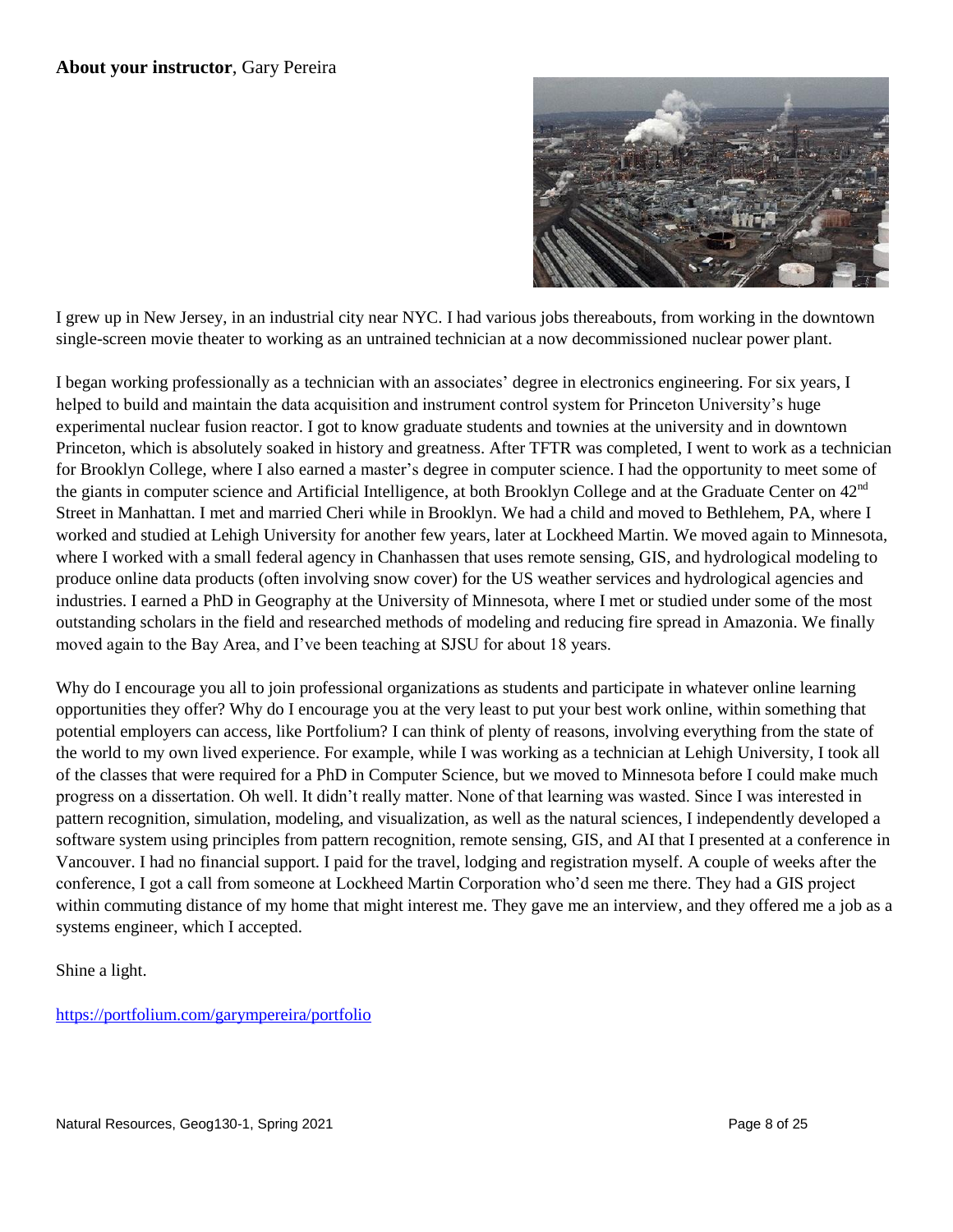**About your instructor**, Gary Pereira

I grew up in New Jersey, in an industrial city near NYC. I had various jobs thereabouts, from working in the downtown single-screen movie theater to working as an untrained technician at a now decommissioned nuclear power plant.

I began working professionally as a technician with an associates' degree in electronics engineering. For six years, I helped to build and maintain the data acquisition and instrument control system for Princeton University's huge experimental nuclear fusion reactor. I got to know graduate students and townies at the university and in downtown Princeton, which is absolutely soaked in history and greatness. After TFTR was completed, I went to work as a technician for Brooklyn College, where I also earned a master's degree in computer science. I had the opportunity to meet some of the giants in computer science and Artificial Intelligence, at both Brooklyn College and at the Graduate Center on 42nd Street in Manhattan. I met and married Cheri while in Brooklyn. We had a child and moved to Bethlehem, PA, where I worked and studied at Lehigh University for another few years, later at Lockheed Martin. We moved again to Minnesota, where I worked with a small federal agency in Chanhassen that uses remote sensing, GIS, and hydrological modeling to produce online data products (often involving snow cover) for the US weather services and hydrological agencies and industries. I earned a PhD in Geography at the University of Minnesota, where I met or studied under some of the most outstanding scholars in the field and researched methods of modeling and reducing fire spread in Amazonia. We finally moved again to the Bay Area, and I've been teaching at SJSU for about 18 years.

Why do I encourage you all to join professional organizations as students and participate in whatever online learning opportunities they offer? Why do I encourage you at the very least to put your best work online, within something that potential employers can access, like Portfolium? I can think of plenty of reasons, involving everything from the state of the world to my own lived experience. For example, while I was working as a technician at Lehigh University, I took all of the classes that were required for a PhD in Computer Science, but we moved to Minnesota before I could make much progress on a dissertation. Oh well. It didn't really matter. None of that learning was wasted. Since I was interested in pattern recognition, simulation, modeling, and visualization, as well as the natural sciences, I independently developed a software system using principles from pattern recognition, remote sensing, GIS, and AI that I presented at a conference in Vancouver. I had no financial support. I paid for the travel, lodging and registration myself. A couple of weeks after the conference, I got a call from someone at Lockheed Martin Corporation who'd seen me there. They had a GIS project within commuting distance of my home that might interest me. They gave me an interview, and they offered me a job as a systems engineer, which I accepted.

Shine a light.

https://portfolium.com/garympereira/portfolio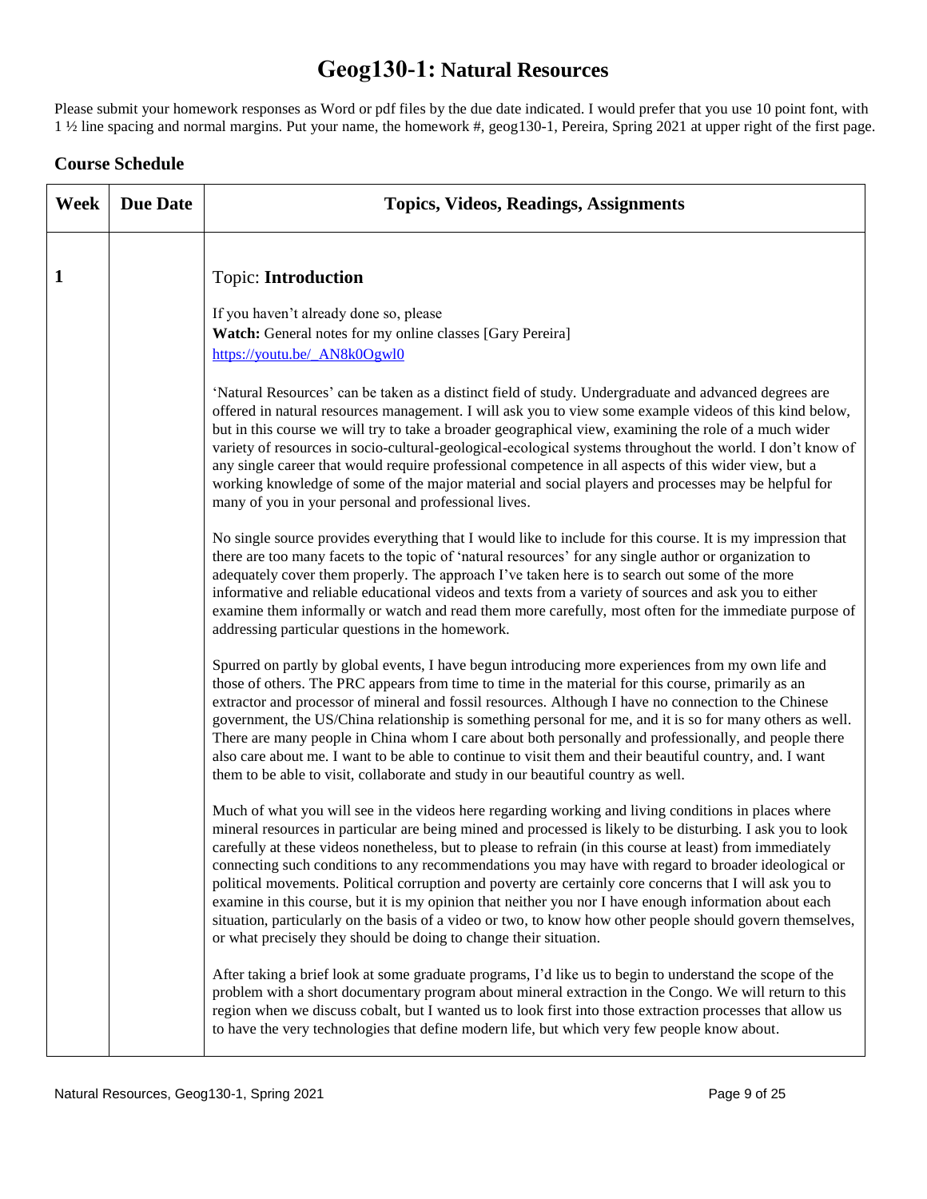# Geog130-1: Natural Resources

Please submit your homework responses as Word or pdf files by the due date indicated. I would prefer that you use 10 point font, with 1 ½ line spacing and normal margins. Put your name, the homework #, geog130-1, Pereira, Spring 2021 at upper right of the first page.

## Course Schedule

| Week | Due Date | Topics, Videos, Readings, Assignments |
|---|---|---|
| 1 | | Topic: **Introduction**<br><br>If you haven't already done so, please<br>**Watch:** General notes for my online classes [Gary Pereira]<br>https://youtu.be/_AN8k0Ogwl0<br><br>'Natural Resources' can be taken as a distinct field of study. Undergraduate and advanced degrees are offered in natural resources management. I will ask you to view some example videos of this kind below, but in this course we will try to take a broader geographical view, examining the role of a much wider variety of resources in socio-cultural-geological-ecological systems throughout the world. I don't know of any single career that would require professional competence in all aspects of this wider view, but a working knowledge of some of the major material and social players and processes may be helpful for many of you in your personal and professional lives.<br><br>No single source provides everything that I would like to include for this course. It is my impression that there are too many facets to the topic of 'natural resources' for any single author or organization to adequately cover them properly. The approach I've taken here is to search out some of the more informative and reliable educational videos and texts from a variety of sources and ask you to either examine them informally or watch and read them more carefully, most often for the immediate purpose of addressing particular questions in the homework.<br><br>Spurred on partly by global events, I have begun introducing more experiences from my own life and those of others. The PRC appears from time to time in the material for this course, primarily as an extractor and processor of mineral and fossil resources. Although I have no connection to the Chinese government, the US/China relationship is something personal for me, and it is so for many others as well. There are many people in China whom I care about both personally and professionally, and people there also care about me. I want to be able to continue to visit them and their beautiful country, and. I want them to be able to visit, collaborate and study in our beautiful country as well.<br><br>Much of what you will see in the videos here regarding working and living conditions in places where mineral resources in particular are being mined and processed is likely to be disturbing. I ask you to look carefully at these videos nonetheless, but to please to refrain (in this course at least) from immediately connecting such conditions to any recommendations you may have with regard to broader ideological or political movements. Political corruption and poverty are certainly core concerns that I will ask you to examine in this course, but it is my opinion that neither you nor I have enough information about each situation, particularly on the basis of a video or two, to know how other people should govern themselves, or what precisely they should be doing to change their situation.<br><br>After taking a brief look at some graduate programs, I'd like us to begin to understand the scope of the problem with a short documentary program about mineral extraction in the Congo. We will return to this region when we discuss cobalt, but I wanted us to look first into those extraction processes that allow us to have the very technologies that define modern life, but which very few people know about. |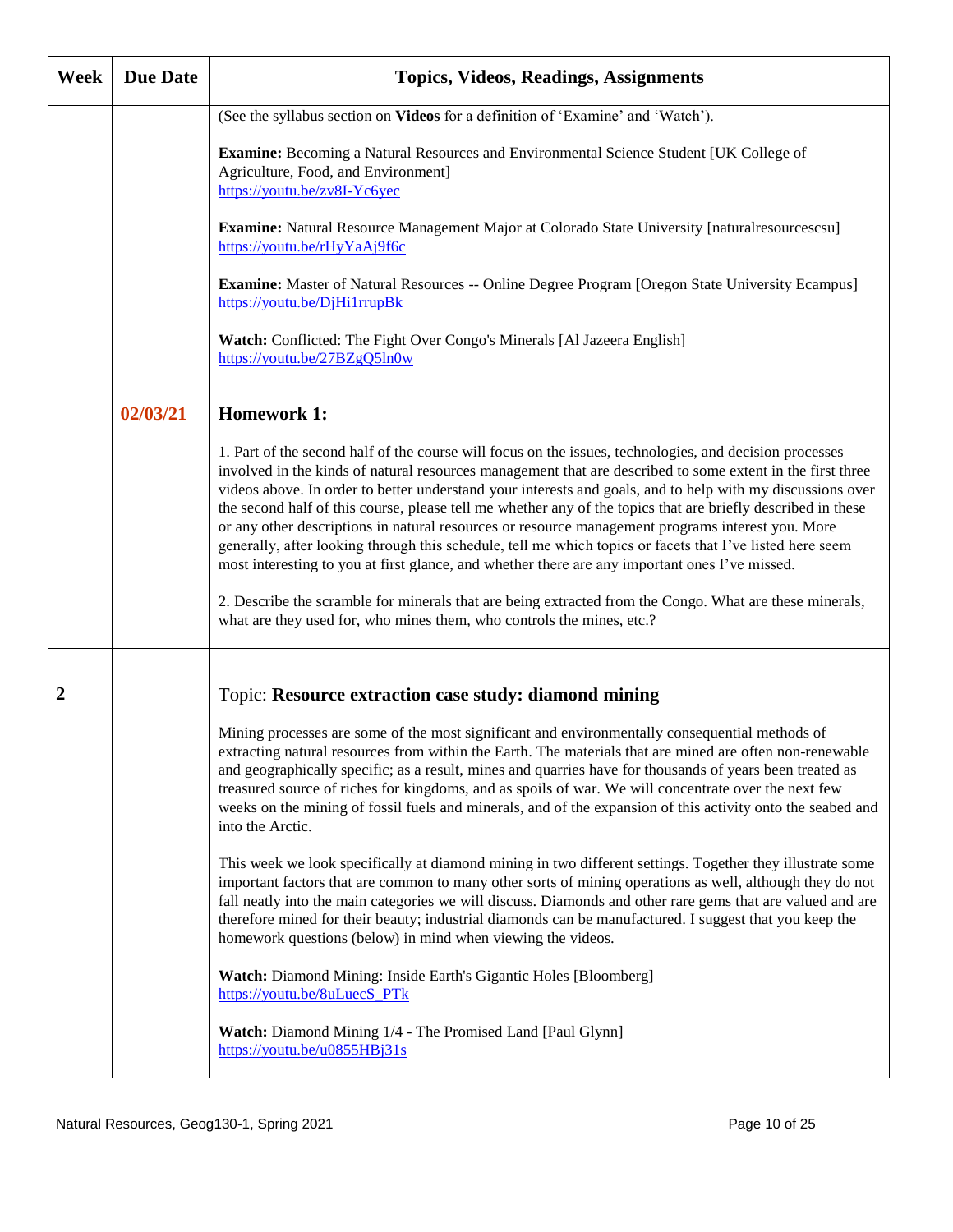| Week | Due Date | Topics, Videos, Readings, Assignments |
|---|---|---|
| | | (See the syllabus section on **Videos** for a definition of 'Examine' and 'Watch').<br><br>**Examine:** Becoming a Natural Resources and Environmental Science Student [UK College of Agriculture, Food, and Environment]<br>https://youtu.be/zv8I-Yc6yec<br><br>**Examine:** Natural Resource Management Major at Colorado State University [naturalresourcescsu]<br>https://youtu.be/rHyYaAj9f6c<br><br>**Examine:** Master of Natural Resources -- Online Degree Program [Oregon State University Ecampus]<br>https://youtu.be/DjHi1rrupBk<br><br>**Watch:** Conflicted: The Fight Over Congo's Minerals [Al Jazeera English]<br>https://youtu.be/27BZgQ5ln0w |
| | **02/03/21** | **Homework 1:**<br><br>1. Part of the second half of the course will focus on the issues, technologies, and decision processes involved in the kinds of natural resources management that are described to some extent in the first three videos above. In order to better understand your interests and goals, and to help with my discussions over the second half of this course, please tell me whether any of the topics that are briefly described in these or any other descriptions in natural resources or resource management programs interest you. More generally, after looking through this schedule, tell me which topics or facets that I've listed here seem most interesting to you at first glance, and whether there are any important ones I've missed.<br><br>2. Describe the scramble for minerals that are being extracted from the Congo. What are these minerals, what are they used for, who mines them, who controls the mines, etc.? |
| **2** | | Topic: **Resource extraction case study: diamond mining**<br><br>Mining processes are some of the most significant and environmentally consequential methods of extracting natural resources from within the Earth. The materials that are mined are often non-renewable and geographically specific; as a result, mines and quarries have for thousands of years been treated as treasured source of riches for kingdoms, and as spoils of war. We will concentrate over the next few weeks on the mining of fossil fuels and minerals, and of the expansion of this activity onto the seabed and into the Arctic.<br><br>This week we look specifically at diamond mining in two different settings. Together they illustrate some important factors that are common to many other sorts of mining operations as well, although they do not fall neatly into the main categories we will discuss. Diamonds and other rare gems that are valued and are therefore mined for their beauty; industrial diamonds can be manufactured. I suggest that you keep the homework questions (below) in mind when viewing the videos.<br><br>**Watch:** Diamond Mining: Inside Earth's Gigantic Holes [Bloomberg]<br>https://youtu.be/8uLuecS_PTk<br><br>**Watch:** Diamond Mining 1/4 - The Promised Land [Paul Glynn]<br>https://youtu.be/u0855HBj31s |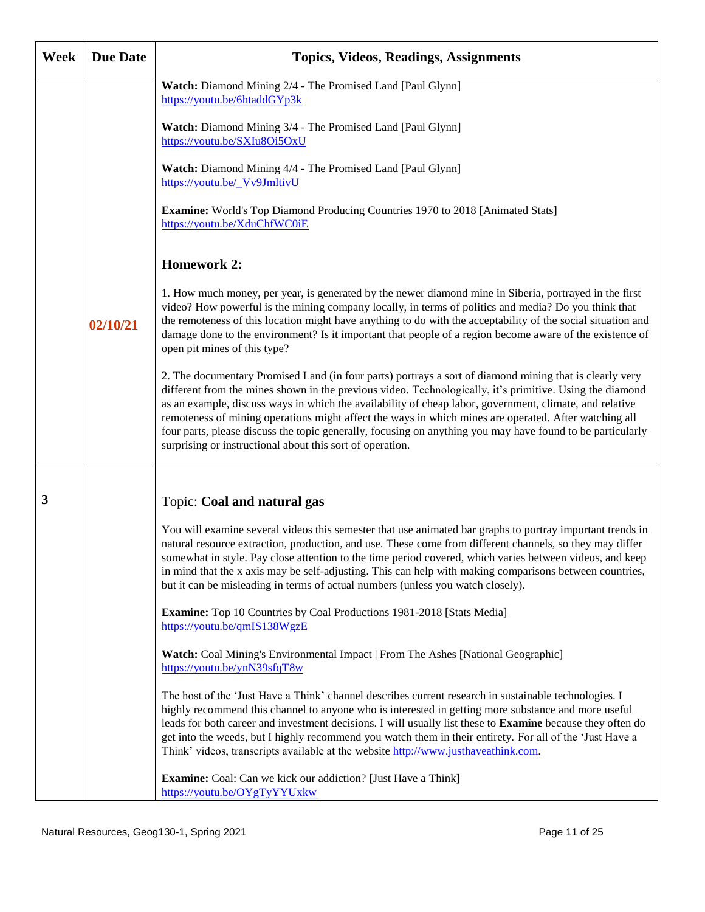| Week | Due Date | Topics, Videos, Readings, Assignments |
|---|---|---|
| | 02/10/21 | **Watch:** Diamond Mining 2/4 - The Promised Land [Paul Glynn] https://youtu.be/6htaddGYp3k<br><br>**Watch:** Diamond Mining 3/4 - The Promised Land [Paul Glynn] https://youtu.be/SXIu8Oi5OxU<br><br>**Watch:** Diamond Mining 4/4 - The Promised Land [Paul Glynn] https://youtu.be/_Vv9JmltivU<br><br>**Examine:** World's Top Diamond Producing Countries 1970 to 2018 [Animated Stats] https://youtu.be/XduChfWC0iE<br><br>**Homework 2:**<br><br>1. How much money, per year, is generated by the newer diamond mine in Siberia, portrayed in the first video? How powerful is the mining company locally, in terms of politics and media? Do you think that the remoteness of this location might have anything to do with the acceptability of the social situation and damage done to the environment? Is it important that people of a region become aware of the existence of open pit mines of this type?<br><br>2. The documentary Promised Land (in four parts) portrays a sort of diamond mining that is clearly very different from the mines shown in the previous video. Technologically, it's primitive. Using the diamond as an example, discuss ways in which the availability of cheap labor, government, climate, and relative remoteness of mining operations might affect the ways in which mines are operated. After watching all four parts, please discuss the topic generally, focusing on anything you may have found to be particularly surprising or instructional about this sort of operation. |
| 3 | | Topic: **Coal and natural gas**<br><br>You will examine several videos this semester that use animated bar graphs to portray important trends in natural resource extraction, production, and use. These come from different channels, so they may differ somewhat in style. Pay close attention to the time period covered, which varies between videos, and keep in mind that the x axis may be self-adjusting. This can help with making comparisons between countries, but it can be misleading in terms of actual numbers (unless you watch closely).<br><br>**Examine:** Top 10 Countries by Coal Productions 1981-2018 [Stats Media] https://youtu.be/qmIS138WgzE<br><br>**Watch:** Coal Mining's Environmental Impact \| From The Ashes [National Geographic] https://youtu.be/ynN39sfqT8w<br><br>The host of the 'Just Have a Think' channel describes current research in sustainable technologies. I highly recommend this channel to anyone who is interested in getting more substance and more useful leads for both career and investment decisions. I will usually list these to **Examine** because they often do get into the weeds, but I highly recommend you watch them in their entirety. For all of the 'Just Have a Think' videos, transcripts available at the website http://www.justhaveathink.com.<br><br>**Examine:** Coal: Can we kick our addiction? [Just Have a Think] https://youtu.be/OYgTyYYUxkw |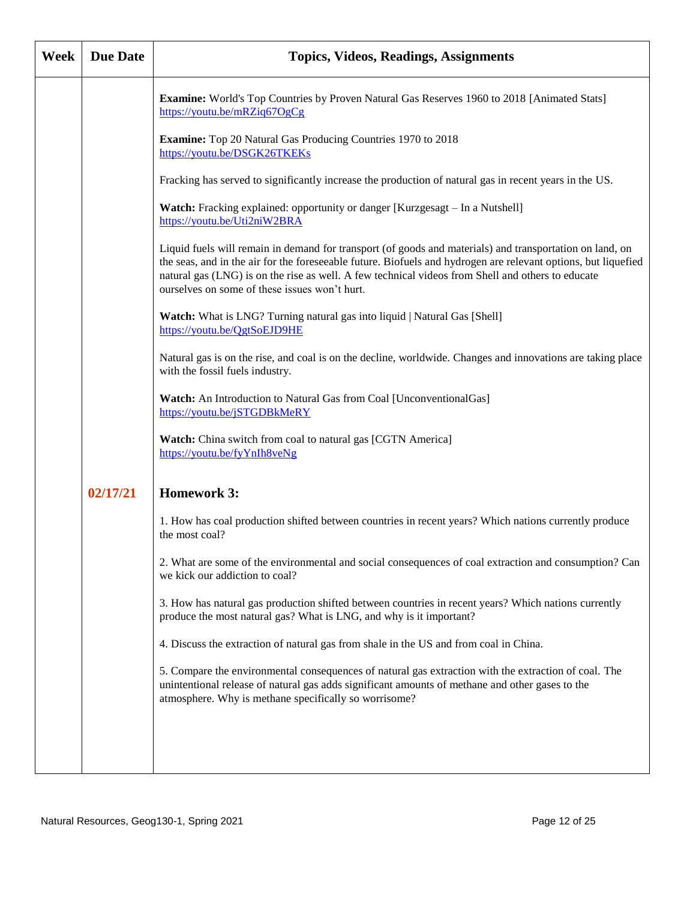| Week | Due Date | Topics, Videos, Readings, Assignments |
|---|---|---|
| | | **Examine:** World's Top Countries by Proven Natural Gas Reserves 1960 to 2018 [Animated Stats] https://youtu.be/mRZiq67OgCg<br><br>**Examine:** Top 20 Natural Gas Producing Countries 1970 to 2018 https://youtu.be/DSGK26TKEKs<br><br>Fracking has served to significantly increase the production of natural gas in recent years in the US.<br><br>**Watch:** Fracking explained: opportunity or danger [Kurzgesagt – In a Nutshell] https://youtu.be/Uti2niW2BRA<br><br>Liquid fuels will remain in demand for transport (of goods and materials) and transportation on land, on the seas, and in the air for the foreseeable future. Biofuels and hydrogen are relevant options, but liquefied natural gas (LNG) is on the rise as well. A few technical videos from Shell and others to educate ourselves on some of these issues won't hurt.<br><br>**Watch:** What is LNG? Turning natural gas into liquid \| Natural Gas [Shell] https://youtu.be/QgtSoEJD9HE<br><br>Natural gas is on the rise, and coal is on the decline, worldwide. Changes and innovations are taking place with the fossil fuels industry.<br><br>**Watch:** An Introduction to Natural Gas from Coal [UnconventionalGas] https://youtu.be/jSTGDBkMeRY<br><br>**Watch:** China switch from coal to natural gas [CGTN America] https://youtu.be/fyYnIh8veNg |
| | **02/17/21** | **Homework 3:**<br><br>1. How has coal production shifted between countries in recent years? Which nations currently produce the most coal?<br><br>2. What are some of the environmental and social consequences of coal extraction and consumption? Can we kick our addiction to coal?<br><br>3. How has natural gas production shifted between countries in recent years? Which nations currently produce the most natural gas? What is LNG, and why is it important?<br><br>4. Discuss the extraction of natural gas from shale in the US and from coal in China.<br><br>5. Compare the environmental consequences of natural gas extraction with the extraction of coal. The unintentional release of natural gas adds significant amounts of methane and other gases to the atmosphere. Why is methane specifically so worrisome? |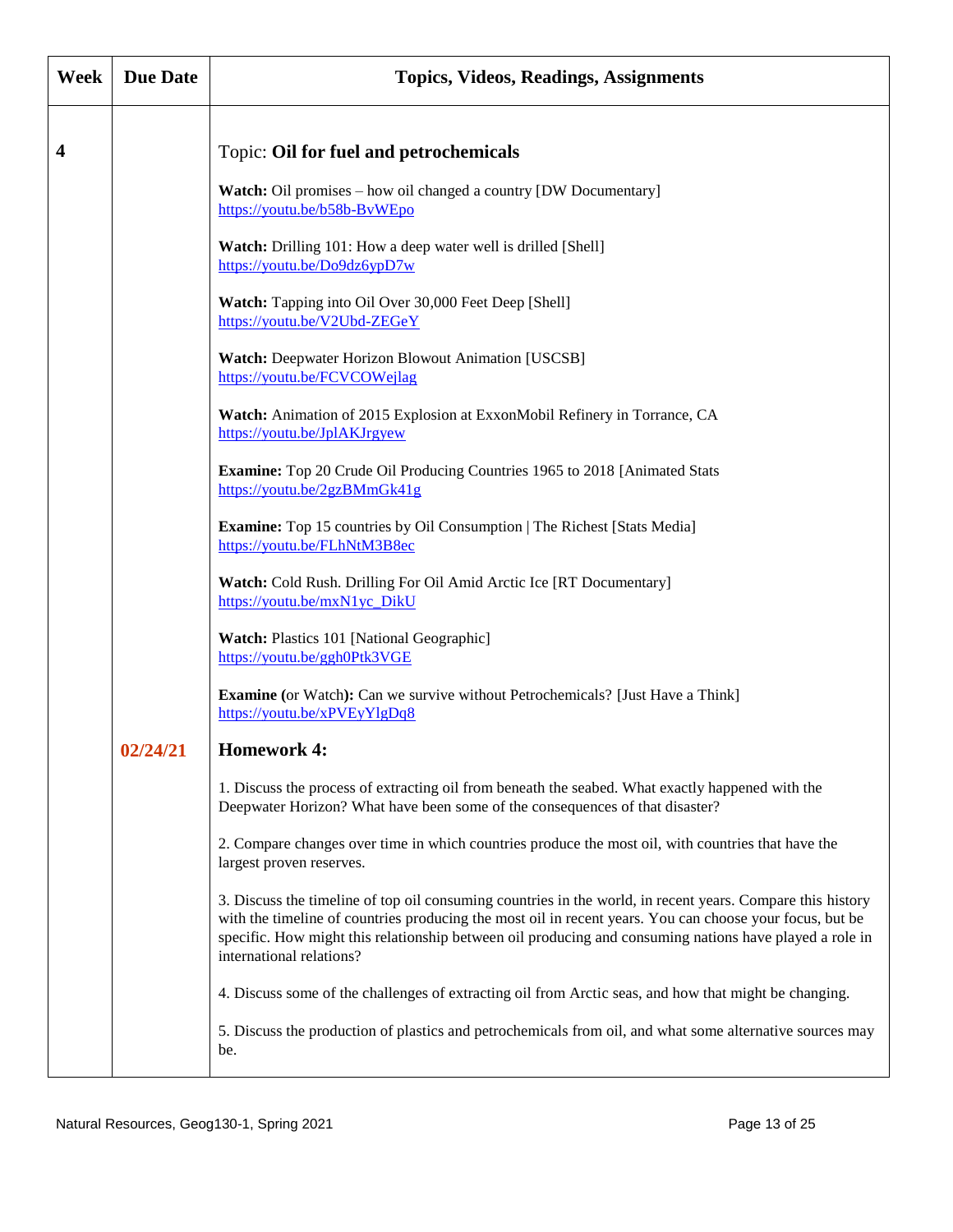| Week | Due Date | Topics, Videos, Readings, Assignments |
|---|---|---|
| 4 | | Topic: **Oil for fuel and petrochemicals**<br><br>**Watch:** Oil promises – how oil changed a country [DW Documentary] https://youtu.be/b58b-BvWEpo<br><br>**Watch:** Drilling 101: How a deep water well is drilled [Shell] https://youtu.be/Do9dz6ypD7w<br><br>**Watch:** Tapping into Oil Over 30,000 Feet Deep [Shell] https://youtu.be/V2Ubd-ZEGeY<br><br>**Watch:** Deepwater Horizon Blowout Animation [USCSB] https://youtu.be/FCVCOWejlag<br><br>**Watch:** Animation of 2015 Explosion at ExxonMobil Refinery in Torrance, CA https://youtu.be/JplAKJrgyew<br><br>**Examine:** Top 20 Crude Oil Producing Countries 1965 to 2018 [Animated Stats https://youtu.be/2gzBMmGk41g<br><br>**Examine:** Top 15 countries by Oil Consumption \| The Richest [Stats Media] https://youtu.be/FLhNtM3B8ec<br><br>**Watch:** Cold Rush. Drilling For Oil Amid Arctic Ice [RT Documentary] https://youtu.be/mxN1yc_DikU<br><br>**Watch:** Plastics 101 [National Geographic] https://youtu.be/ggh0Ptk3VGE<br><br>**Examine (**or Watch**):** Can we survive without Petrochemicals? [Just Have a Think] https://youtu.be/xPVEyYlgDq8 |
| | 02/24/21 | **Homework 4:**<br><br>1. Discuss the process of extracting oil from beneath the seabed. What exactly happened with the Deepwater Horizon? What have been some of the consequences of that disaster?<br><br>2. Compare changes over time in which countries produce the most oil, with countries that have the largest proven reserves.<br><br>3. Discuss the timeline of top oil consuming countries in the world, in recent years. Compare this history with the timeline of countries producing the most oil in recent years. You can choose your focus, but be specific. How might this relationship between oil producing and consuming nations have played a role in international relations?<br><br>4. Discuss some of the challenges of extracting oil from Arctic seas, and how that might be changing.<br><br>5. Discuss the production of plastics and petrochemicals from oil, and what some alternative sources may be. |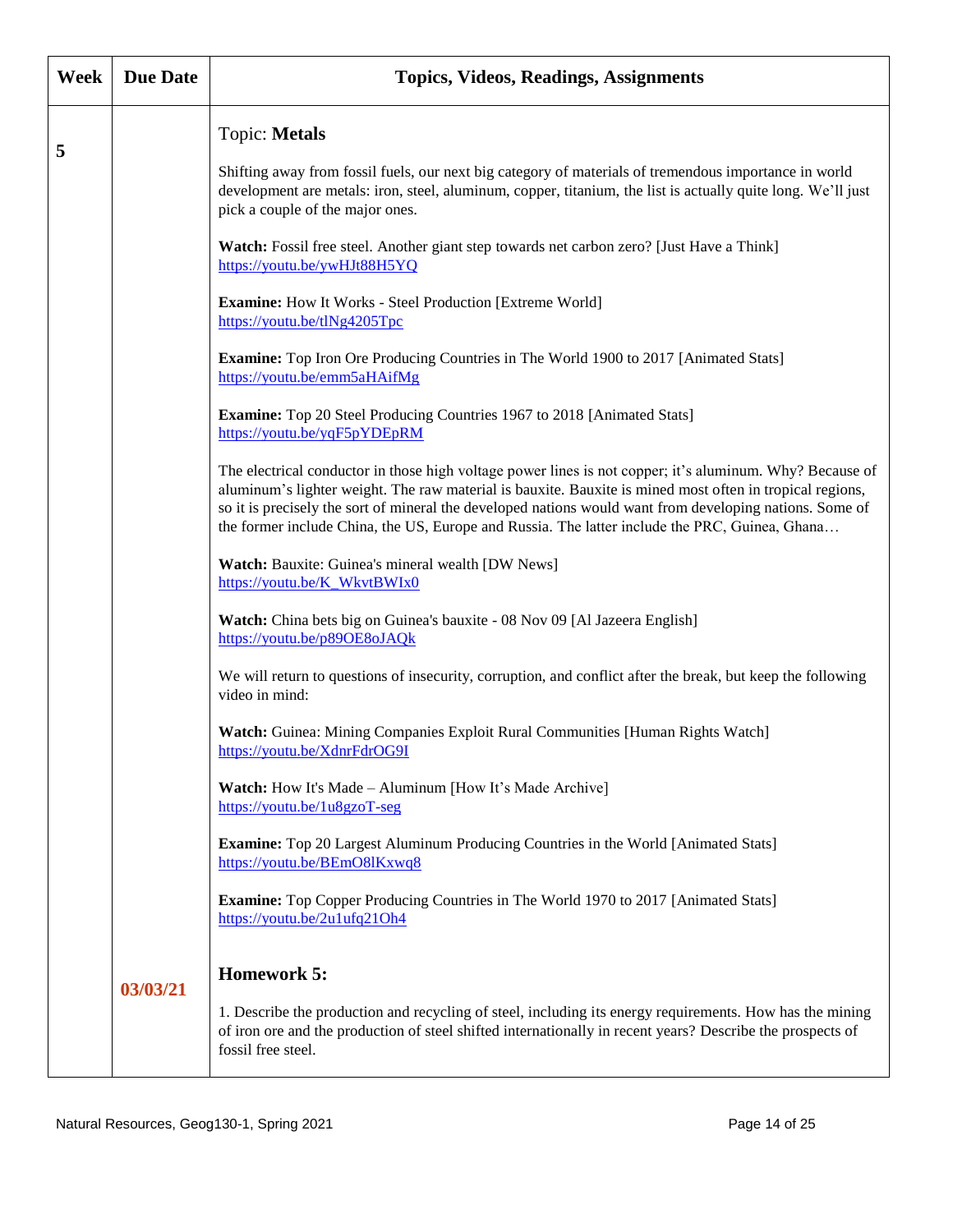| Week | Due Date | Topics, Videos, Readings, Assignments |
| --- | --- | --- |
| 5 | | Topic: **Metals**<br><br>Shifting away from fossil fuels, our next big category of materials of tremendous importance in world development are metals: iron, steel, aluminum, copper, titanium, the list is actually quite long. We'll just pick a couple of the major ones.<br><br>**Watch:** Fossil free steel. Another giant step towards net carbon zero? [Just Have a Think] https://youtu.be/ywHJt88H5YQ<br><br>**Examine:** How It Works - Steel Production [Extreme World] https://youtu.be/tlNg4205Tpc<br><br>**Examine:** Top Iron Ore Producing Countries in The World 1900 to 2017 [Animated Stats] https://youtu.be/emm5aHAifMg<br><br>**Examine:** Top 20 Steel Producing Countries 1967 to 2018 [Animated Stats] https://youtu.be/yqF5pYDEpRM<br><br>The electrical conductor in those high voltage power lines is not copper; it's aluminum. Why? Because of aluminum's lighter weight. The raw material is bauxite. Bauxite is mined most often in tropical regions, so it is precisely the sort of mineral the developed nations would want from developing nations. Some of the former include China, the US, Europe and Russia. The latter include the PRC, Guinea, Ghana…<br><br>**Watch:** Bauxite: Guinea's mineral wealth [DW News] https://youtu.be/K_WkvtBWIx0<br><br>**Watch:** China bets big on Guinea's bauxite - 08 Nov 09 [Al Jazeera English] https://youtu.be/p89OE8oJAQk<br><br>We will return to questions of insecurity, corruption, and conflict after the break, but keep the following video in mind:<br><br>**Watch:** Guinea: Mining Companies Exploit Rural Communities [Human Rights Watch] https://youtu.be/XdnrFdrOG9I<br><br>**Watch:** How It's Made – Aluminum [How It's Made Archive] https://youtu.be/1u8gzoT-seg<br><br>**Examine:** Top 20 Largest Aluminum Producing Countries in the World [Animated Stats] https://youtu.be/BEmO8lKxwq8<br><br>**Examine:** Top Copper Producing Countries in The World 1970 to 2017 [Animated Stats] https://youtu.be/2u1ufq21Oh4 |
| | 03/03/21 | **Homework 5:**<br><br>1. Describe the production and recycling of steel, including its energy requirements. How has the mining of iron ore and the production of steel shifted internationally in recent years? Describe the prospects of fossil free steel. |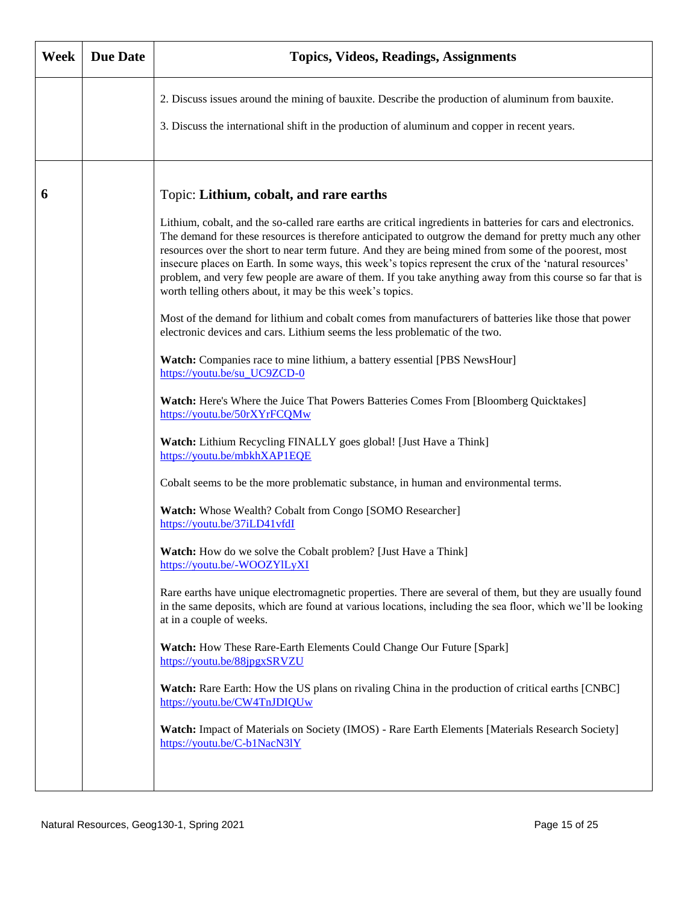| Week | Due Date | Topics, Videos, Readings, Assignments |
|---|---|---|
| | | 2. Discuss issues around the mining of bauxite. Describe the production of aluminum from bauxite.<br><br>3. Discuss the international shift in the production of aluminum and copper in recent years. |
| 6 | | Topic: **Lithium, cobalt, and rare earths**<br><br>Lithium, cobalt, and the so-called rare earths are critical ingredients in batteries for cars and electronics. The demand for these resources is therefore anticipated to outgrow the demand for pretty much any other resources over the short to near term future. And they are being mined from some of the poorest, most insecure places on Earth. In some ways, this week's topics represent the crux of the 'natural resources' problem, and very few people are aware of them. If you take anything away from this course so far that is worth telling others about, it may be this week's topics.<br><br>Most of the demand for lithium and cobalt comes from manufacturers of batteries like those that power electronic devices and cars. Lithium seems the less problematic of the two.<br><br>**Watch:** Companies race to mine lithium, a battery essential [PBS NewsHour]<br>https://youtu.be/su_UC9ZCD-0<br><br>**Watch:** Here's Where the Juice That Powers Batteries Comes From [Bloomberg Quicktakes]<br>https://youtu.be/50rXYrFCQMw<br><br>**Watch:** Lithium Recycling FINALLY goes global! [Just Have a Think]<br>https://youtu.be/mbkhXAP1EQE<br><br>Cobalt seems to be the more problematic substance, in human and environmental terms.<br><br>**Watch:** Whose Wealth? Cobalt from Congo [SOMO Researcher]<br>https://youtu.be/37iLD41vfdI<br><br>**Watch:** How do we solve the Cobalt problem? [Just Have a Think]<br>https://youtu.be/-WOOZYlLyXI<br><br>Rare earths have unique electromagnetic properties. There are several of them, but they are usually found in the same deposits, which are found at various locations, including the sea floor, which we'll be looking at in a couple of weeks.<br><br>**Watch:** How These Rare-Earth Elements Could Change Our Future [Spark]<br>https://youtu.be/88jpgxSRVZU<br><br>**Watch:** Rare Earth: How the US plans on rivaling China in the production of critical earths [CNBC]<br>https://youtu.be/CW4TnJDIQUw<br><br>**Watch:** Impact of Materials on Society (IMOS) - Rare Earth Elements [Materials Research Society]<br>https://youtu.be/C-b1NacN3lY |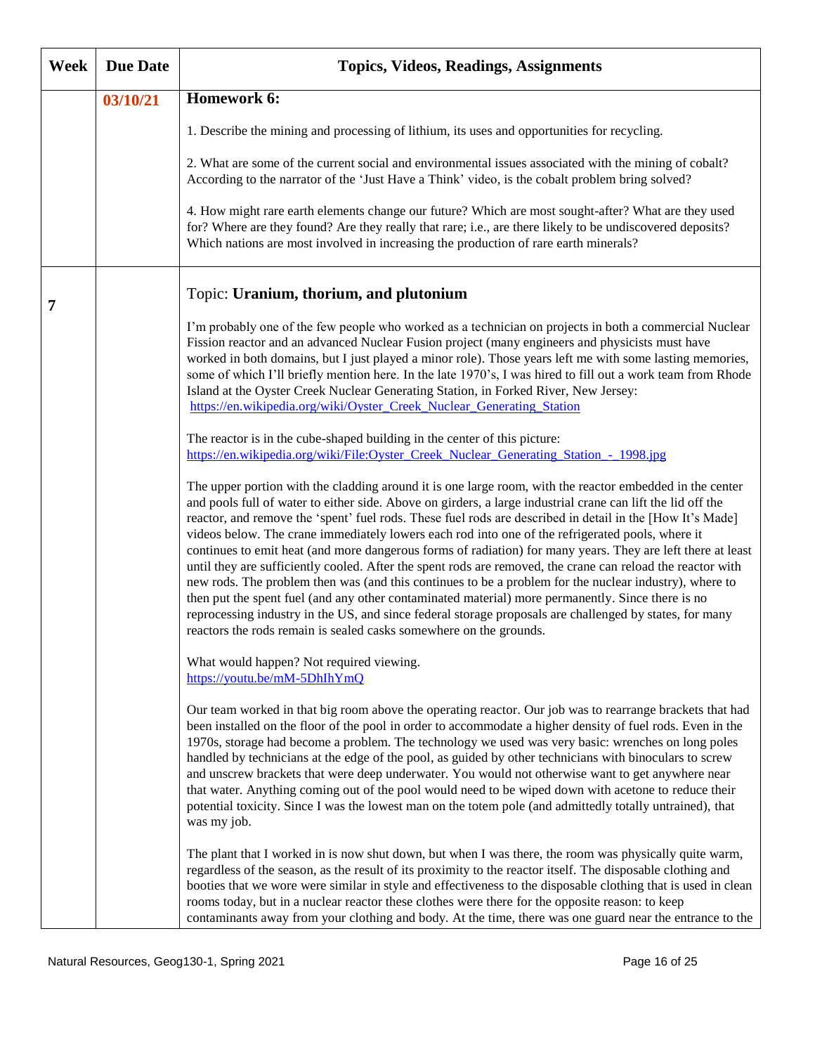| Week | Due Date | Topics, Videos, Readings, Assignments |
| --- | --- | --- |
| | 03/10/21 | **Homework 6:**<br><br>1. Describe the mining and processing of lithium, its uses and opportunities for recycling.<br><br>2. What are some of the current social and environmental issues associated with the mining of cobalt? According to the narrator of the 'Just Have a Think' video, is the cobalt problem bring solved?<br><br>4. How might rare earth elements change our future? Which are most sought-after? What are they used for? Where are they found? Are they really that rare; i.e., are there likely to be undiscovered deposits? Which nations are most involved in increasing the production of rare earth minerals? |
| 7 | | Topic: **Uranium, thorium, and plutonium**<br><br>I'm probably one of the few people who worked as a technician on projects in both a commercial Nuclear Fission reactor and an advanced Nuclear Fusion project (many engineers and physicists must have worked in both domains, but I just played a minor role). Those years left me with some lasting memories, some of which I'll briefly mention here. In the late 1970's, I was hired to fill out a work team from Rhode Island at the Oyster Creek Nuclear Generating Station, in Forked River, New Jersey: https://en.wikipedia.org/wiki/Oyster_Creek_Nuclear_Generating_Station<br><br>The reactor is in the cube-shaped building in the center of this picture: https://en.wikipedia.org/wiki/File:Oyster_Creek_Nuclear_Generating_Station_-_1998.jpg<br><br>The upper portion with the cladding around it is one large room, with the reactor embedded in the center and pools full of water to either side. Above on girders, a large industrial crane can lift the lid off the reactor, and remove the 'spent' fuel rods. These fuel rods are described in detail in the [How It's Made] videos below. The crane immediately lowers each rod into one of the refrigerated pools, where it continues to emit heat (and more dangerous forms of radiation) for many years. They are left there at least until they are sufficiently cooled. After the spent rods are removed, the crane can reload the reactor with new rods. The problem then was (and this continues to be a problem for the nuclear industry), where to then put the spent fuel (and any other contaminated material) more permanently. Since there is no reprocessing industry in the US, and since federal storage proposals are challenged by states, for many reactors the rods remain is sealed casks somewhere on the grounds.<br><br>What would happen? Not required viewing. https://youtu.be/mM-5DhIhYmQ<br><br>Our team worked in that big room above the operating reactor. Our job was to rearrange brackets that had been installed on the floor of the pool in order to accommodate a higher density of fuel rods. Even in the 1970s, storage had become a problem. The technology we used was very basic: wrenches on long poles handled by technicians at the edge of the pool, as guided by other technicians with binoculars to screw and unscrew brackets that were deep underwater. You would not otherwise want to get anywhere near that water. Anything coming out of the pool would need to be wiped down with acetone to reduce their potential toxicity. Since I was the lowest man on the totem pole (and admittedly totally untrained), that was my job.<br><br>The plant that I worked in is now shut down, but when I was there, the room was physically quite warm, regardless of the season, as the result of its proximity to the reactor itself. The disposable clothing and booties that we wore were similar in style and effectiveness to the disposable clothing that is used in clean rooms today, but in a nuclear reactor these clothes were there for the opposite reason: to keep contaminants away from your clothing and body. At the time, there was one guard near the entrance to the |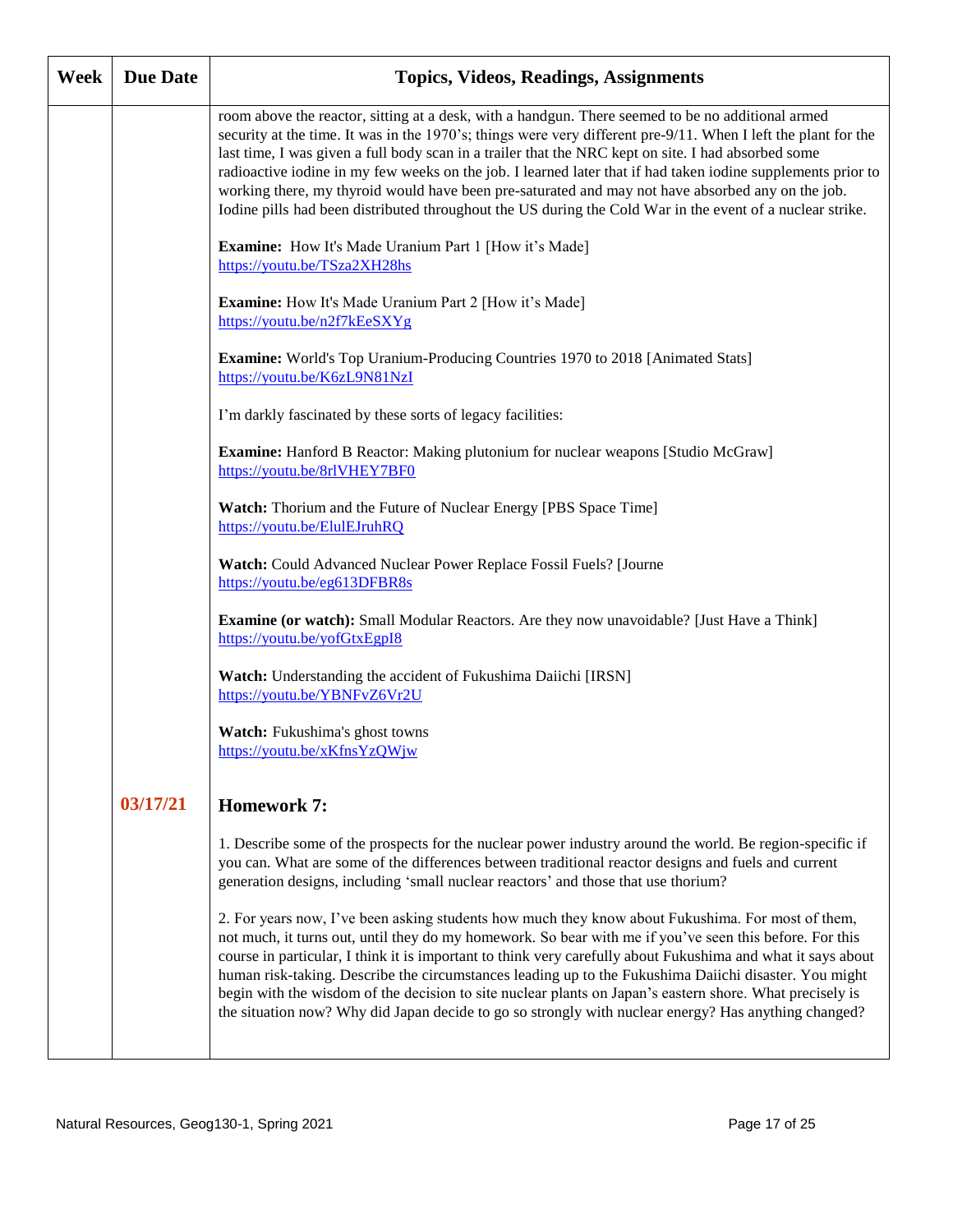| Week | Due Date | Topics, Videos, Readings, Assignments |
|---|---|---|
| | | room above the reactor, sitting at a desk, with a handgun. There seemed to be no additional armed security at the time. It was in the 1970's; things were very different pre-9/11. When I left the plant for the last time, I was given a full body scan in a trailer that the NRC kept on site. I had absorbed some radioactive iodine in my few weeks on the job. I learned later that if had taken iodine supplements prior to working there, my thyroid would have been pre-saturated and may not have absorbed any on the job. Iodine pills had been distributed throughout the US during the Cold War in the event of a nuclear strike.<br><br>**Examine:** How It's Made Uranium Part 1 [How it's Made]<br>https://youtu.be/TSza2XH28hs<br><br>**Examine:** How It's Made Uranium Part 2 [How it's Made]<br>https://youtu.be/n2f7kEeSXYg<br><br>**Examine:** World's Top Uranium-Producing Countries 1970 to 2018 [Animated Stats]<br>https://youtu.be/K6zL9N81NzI<br><br>I'm darkly fascinated by these sorts of legacy facilities:<br><br>**Examine:** Hanford B Reactor: Making plutonium for nuclear weapons [Studio McGraw]<br>https://youtu.be/8rlVHEY7BF0<br><br>**Watch:** Thorium and the Future of Nuclear Energy [PBS Space Time]<br>https://youtu.be/ElulEJruhRQ<br><br>**Watch:** Could Advanced Nuclear Power Replace Fossil Fuels? [Journe<br>https://youtu.be/eg613DFBR8s<br><br>**Examine (or watch):** Small Modular Reactors. Are they now unavoidable? [Just Have a Think]<br>https://youtu.be/yofGtxEgpI8<br><br>**Watch:** Understanding the accident of Fukushima Daiichi [IRSN]<br>https://youtu.be/YBNFvZ6Vr2U<br><br>**Watch:** Fukushima's ghost towns<br>https://youtu.be/xKfnsYzQWjw |
| | 03/17/21 | **Homework 7:**<br><br>1. Describe some of the prospects for the nuclear power industry around the world. Be region-specific if you can. What are some of the differences between traditional reactor designs and fuels and current generation designs, including 'small nuclear reactors' and those that use thorium?<br><br>2. For years now, I've been asking students how much they know about Fukushima. For most of them, not much, it turns out, until they do my homework. So bear with me if you've seen this before. For this course in particular, I think it is important to think very carefully about Fukushima and what it says about human risk-taking. Describe the circumstances leading up to the Fukushima Daiichi disaster. You might begin with the wisdom of the decision to site nuclear plants on Japan's eastern shore. What precisely is the situation now? Why did Japan decide to go so strongly with nuclear energy? Has anything changed? |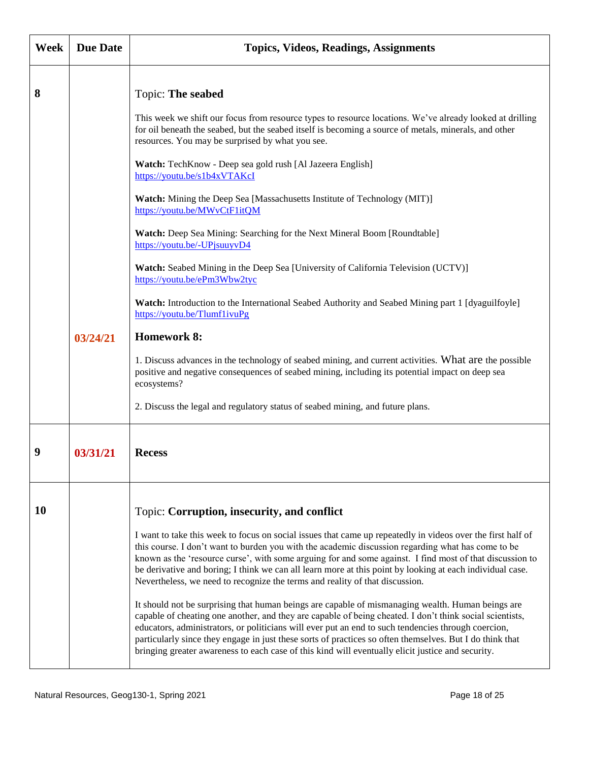| Week | Due Date | Topics, Videos, Readings, Assignments |
|---|---|---|
| 8 | | Topic: **The seabed**<br><br>This week we shift our focus from resource types to resource locations. We've already looked at drilling for oil beneath the seabed, but the seabed itself is becoming a source of metals, minerals, and other resources. You may be surprised by what you see.<br><br>**Watch:** TechKnow - Deep sea gold rush [Al Jazeera English]<br>https://youtu.be/s1b4xVTAKcI<br><br>**Watch:** Mining the Deep Sea [Massachusetts Institute of Technology (MIT)]<br>https://youtu.be/MWvCtF1itQM<br><br>**Watch:** Deep Sea Mining: Searching for the Next Mineral Boom [Roundtable]<br>https://youtu.be/-UPjsuuyvD4<br><br>**Watch:** Seabed Mining in the Deep Sea [University of California Television (UCTV)]<br>https://youtu.be/ePm3Wbw2tyc<br><br>**Watch:** Introduction to the International Seabed Authority and Seabed Mining part 1 [dyaguilfoyle]<br>https://youtu.be/Tlumf1ivuPg |
| | 03/24/21 | **Homework 8:**<br><br>1. Discuss advances in the technology of seabed mining, and current activities. What are the possible positive and negative consequences of seabed mining, including its potential impact on deep sea ecosystems?<br><br>2. Discuss the legal and regulatory status of seabed mining, and future plans. |
| 9 | 03/31/21 | **Recess** |
| 10 | | Topic: **Corruption, insecurity, and conflict**<br><br>I want to take this week to focus on social issues that came up repeatedly in videos over the first half of this course. I don't want to burden you with the academic discussion regarding what has come to be known as the 'resource curse', with some arguing for and some against. I find most of that discussion to be derivative and boring; I think we can all learn more at this point by looking at each individual case. Nevertheless, we need to recognize the terms and reality of that discussion.<br><br>It should not be surprising that human beings are capable of mismanaging wealth. Human beings are capable of cheating one another, and they are capable of being cheated. I don't think social scientists, educators, administrators, or politicians will ever put an end to such tendencies through coercion, particularly since they engage in just these sorts of practices so often themselves. But I do think that bringing greater awareness to each case of this kind will eventually elicit justice and security. |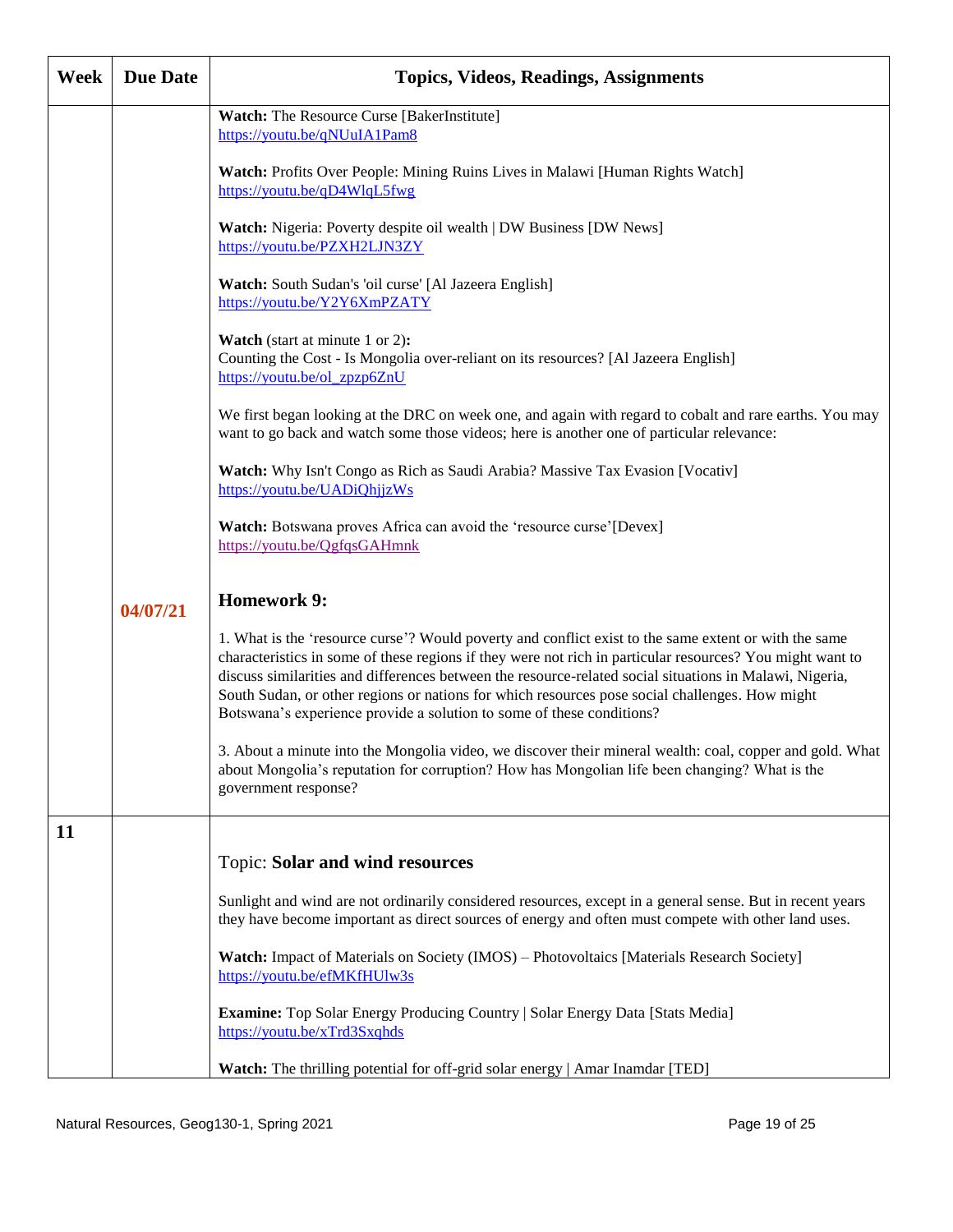| Week | Due Date | Topics, Videos, Readings, Assignments |
|---|---|---|
| | | **Watch:** The Resource Curse [BakerInstitute] https://youtu.be/qNUuIA1Pam8<br><br>**Watch:** Profits Over People: Mining Ruins Lives in Malawi [Human Rights Watch] https://youtu.be/qD4WlqL5fwg<br><br>**Watch:** Nigeria: Poverty despite oil wealth \| DW Business [DW News] https://youtu.be/PZXH2LJN3ZY<br><br>**Watch:** South Sudan's 'oil curse' [Al Jazeera English] https://youtu.be/Y2Y6XmPZATY<br><br>**Watch** (start at minute 1 or 2)**:** Counting the Cost - Is Mongolia over-reliant on its resources? [Al Jazeera English] https://youtu.be/ol_zpzp6ZnU<br><br>We first began looking at the DRC on week one, and again with regard to cobalt and rare earths. You may want to go back and watch some those videos; here is another one of particular relevance:<br><br>**Watch:** Why Isn't Congo as Rich as Saudi Arabia? Massive Tax Evasion [Vocativ] https://youtu.be/UADiQhjjzWs<br><br>**Watch:** Botswana proves Africa can avoid the 'resource curse'[Devex] https://youtu.be/QgfqsGAHmnk |
| | **04/07/21** | **Homework 9:**<br><br>1. What is the 'resource curse'? Would poverty and conflict exist to the same extent or with the same characteristics in some of these regions if they were not rich in particular resources? You might want to discuss similarities and differences between the resource-related social situations in Malawi, Nigeria, South Sudan, or other regions or nations for which resources pose social challenges. How might Botswana's experience provide a solution to some of these conditions?<br><br>3. About a minute into the Mongolia video, we discover their mineral wealth: coal, copper and gold. What about Mongolia's reputation for corruption? How has Mongolian life been changing? What is the government response? |
| **11** | | Topic: **Solar and wind resources**<br><br>Sunlight and wind are not ordinarily considered resources, except in a general sense. But in recent years they have become important as direct sources of energy and often must compete with other land uses.<br><br>**Watch:** Impact of Materials on Society (IMOS) – Photovoltaics [Materials Research Society] https://youtu.be/efMKfHUlw3s<br><br>**Examine:** Top Solar Energy Producing Country \| Solar Energy Data [Stats Media] https://youtu.be/xTrd3Sxqhds<br><br>**Watch:** The thrilling potential for off-grid solar energy \| Amar Inamdar [TED] |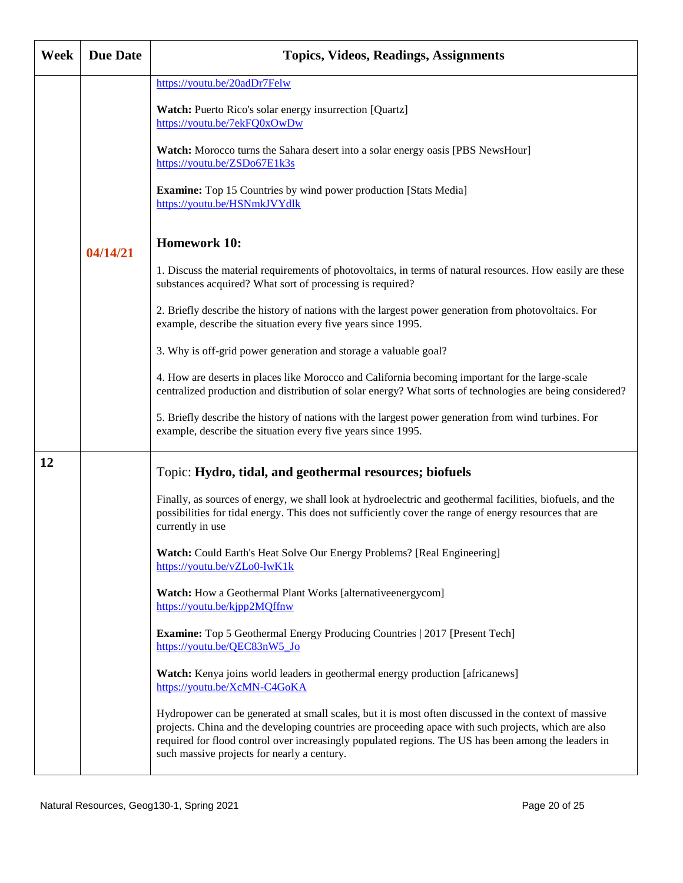| Week | Due Date | Topics, Videos, Readings, Assignments |
|---|---|---|
| | 04/14/21 | https://youtu.be/20adDr7Felw<br><br>**Watch:** Puerto Rico's solar energy insurrection [Quartz]<br>https://youtu.be/7ekFQ0xOwDw<br><br>**Watch:** Morocco turns the Sahara desert into a solar energy oasis [PBS NewsHour]<br>https://youtu.be/ZSDo67E1k3s<br><br>**Examine:** Top 15 Countries by wind power production [Stats Media]<br>https://youtu.be/HSNmkJVYdlk<br><br>**Homework 10:**<br><br>1. Discuss the material requirements of photovoltaics, in terms of natural resources. How easily are these substances acquired? What sort of processing is required?<br><br>2. Briefly describe the history of nations with the largest power generation from photovoltaics. For example, describe the situation every five years since 1995.<br><br>3. Why is off-grid power generation and storage a valuable goal?<br><br>4. How are deserts in places like Morocco and California becoming important for the large-scale centralized production and distribution of solar energy? What sorts of technologies are being considered?<br><br>5. Briefly describe the history of nations with the largest power generation from wind turbines. For example, describe the situation every five years since 1995. |
| 12 | | Topic: **Hydro, tidal, and geothermal resources; biofuels**<br><br>Finally, as sources of energy, we shall look at hydroelectric and geothermal facilities, biofuels, and the possibilities for tidal energy. This does not sufficiently cover the range of energy resources that are currently in use<br><br>**Watch:** Could Earth's Heat Solve Our Energy Problems? [Real Engineering]<br>https://youtu.be/vZLo0-lwK1k<br><br>**Watch:** How a Geothermal Plant Works [alternativeenergycom]<br>https://youtu.be/kjpp2MQffnw<br><br>**Examine:** Top 5 Geothermal Energy Producing Countries \| 2017 [Present Tech]<br>https://youtu.be/QEC83nW5_Jo<br><br>**Watch:** Kenya joins world leaders in geothermal energy production [africanews]<br>https://youtu.be/XcMN-C4GoKA<br><br>Hydropower can be generated at small scales, but it is most often discussed in the context of massive projects. China and the developing countries are proceeding apace with such projects, which are also required for flood control over increasingly populated regions. The US has been among the leaders in such massive projects for nearly a century. |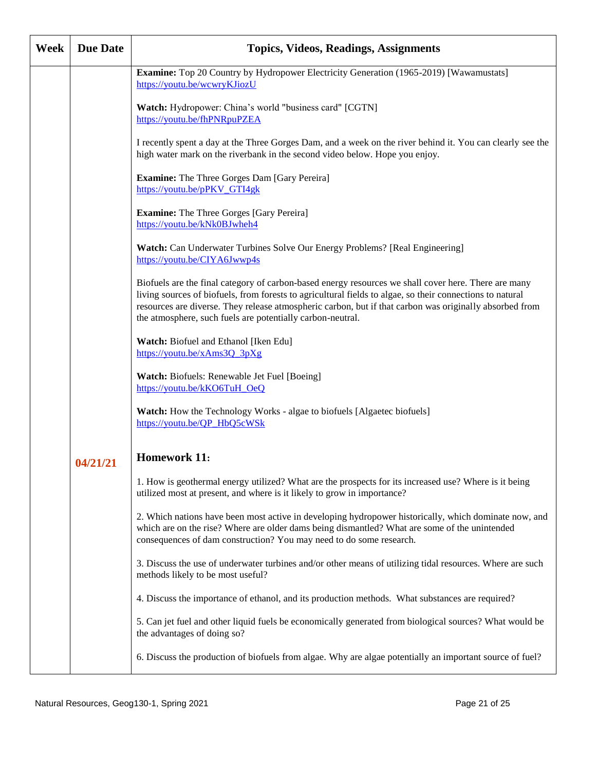| Week | Due Date | Topics, Videos, Readings, Assignments |
|---|---|---|
| | | **Examine:** Top 20 Country by Hydropower Electricity Generation (1965-2019) [Wawamustats] https://youtu.be/wcwryKJiozU<br><br>**Watch:** Hydropower: China's world "business card" [CGTN] https://youtu.be/fhPNRpuPZEA<br><br>I recently spent a day at the Three Gorges Dam, and a week on the river behind it. You can clearly see the high water mark on the riverbank in the second video below. Hope you enjoy.<br><br>**Examine:** The Three Gorges Dam [Gary Pereira] https://youtu.be/pPKV_GTI4gk<br><br>**Examine:** The Three Gorges [Gary Pereira] https://youtu.be/kNk0BJwheh4<br><br>**Watch:** Can Underwater Turbines Solve Our Energy Problems? [Real Engineering] https://youtu.be/CIYA6Jwwp4s<br><br>Biofuels are the final category of carbon-based energy resources we shall cover here. There are many living sources of biofuels, from forests to agricultural fields to algae, so their connections to natural resources are diverse. They release atmospheric carbon, but if that carbon was originally absorbed from the atmosphere, such fuels are potentially carbon-neutral.<br><br>**Watch:** Biofuel and Ethanol [Iken Edu] https://youtu.be/xAms3Q_3pXg<br><br>**Watch:** Biofuels: Renewable Jet Fuel [Boeing] https://youtu.be/kKO6TuH_OeQ<br><br>**Watch:** How the Technology Works - algae to biofuels [Algaetec biofuels] https://youtu.be/QP_HbQ5cWSk |
| | 04/21/21 | **Homework 11:**<br><br>1. How is geothermal energy utilized? What are the prospects for its increased use? Where is it being utilized most at present, and where is it likely to grow in importance?<br><br>2. Which nations have been most active in developing hydropower historically, which dominate now, and which are on the rise? Where are older dams being dismantled? What are some of the unintended consequences of dam construction? You may need to do some research.<br><br>3. Discuss the use of underwater turbines and/or other means of utilizing tidal resources. Where are such methods likely to be most useful?<br><br>4. Discuss the importance of ethanol, and its production methods. What substances are required?<br><br>5. Can jet fuel and other liquid fuels be economically generated from biological sources? What would be the advantages of doing so?<br><br>6. Discuss the production of biofuels from algae. Why are algae potentially an important source of fuel? |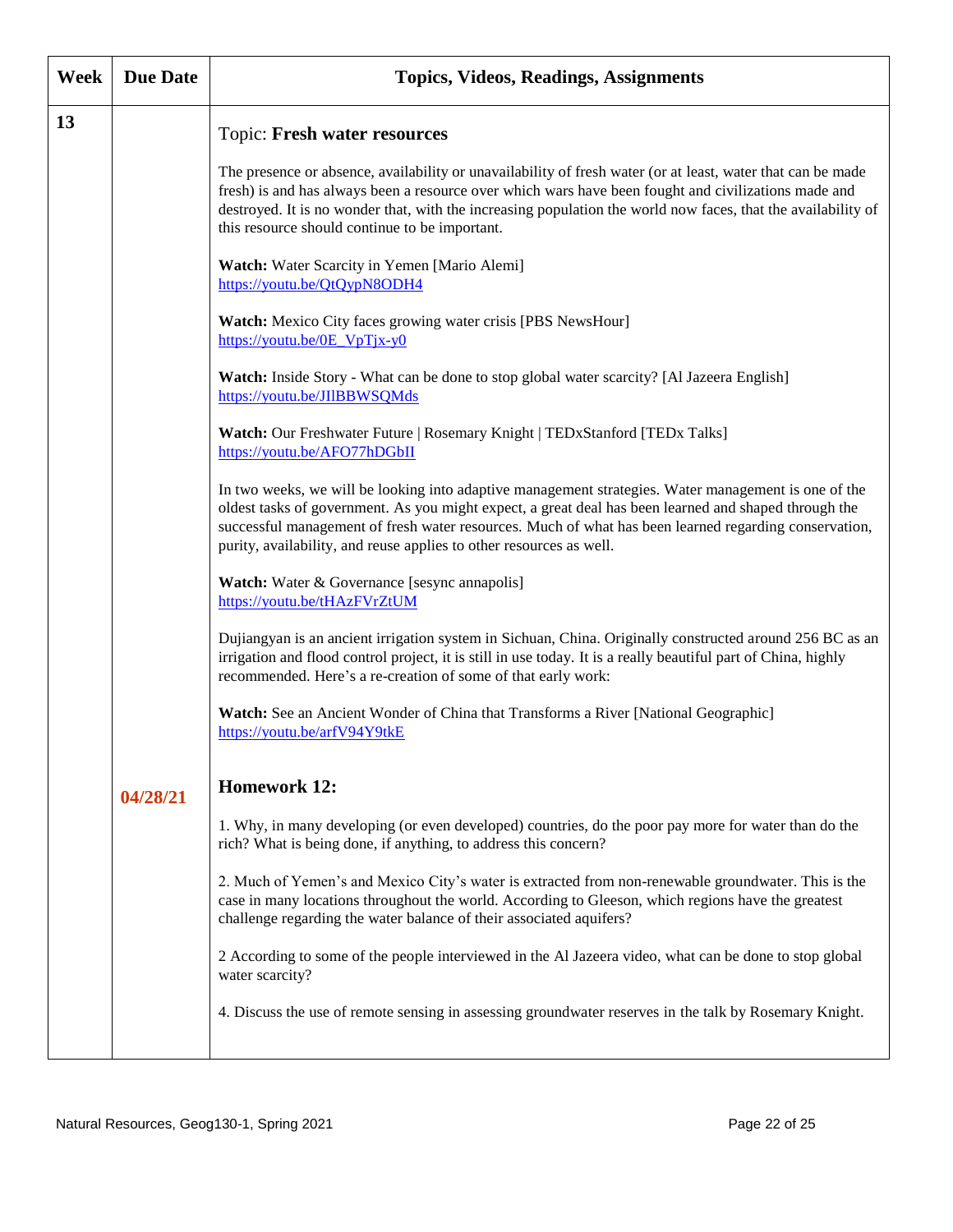| Week | Due Date | Topics, Videos, Readings, Assignments |
|---|---|---|
| 13 | | Topic: **Fresh water resources**<br><br>The presence or absence, availability or unavailability of fresh water (or at least, water that can be made fresh) is and has always been a resource over which wars have been fought and civilizations made and destroyed. It is no wonder that, with the increasing population the world now faces, that the availability of this resource should continue to be important.<br><br>**Watch:** Water Scarcity in Yemen [Mario Alemi]<br>https://youtu.be/QtQypN8ODH4<br><br>**Watch:** Mexico City faces growing water crisis [PBS NewsHour]<br>https://youtu.be/0E_VpTjx-y0<br><br>**Watch:** Inside Story - What can be done to stop global water scarcity? [Al Jazeera English]<br>https://youtu.be/JIlBBWSQMds<br><br>**Watch:** Our Freshwater Future \| Rosemary Knight \| TEDxStanford [TEDx Talks]<br>https://youtu.be/AFO77hDGbII<br><br>In two weeks, we will be looking into adaptive management strategies. Water management is one of the oldest tasks of government. As you might expect, a great deal has been learned and shaped through the successful management of fresh water resources. Much of what has been learned regarding conservation, purity, availability, and reuse applies to other resources as well.<br><br>**Watch:** Water & Governance [sesync annapolis]<br>https://youtu.be/tHAzFVrZtUM<br><br>Dujiangyan is an ancient irrigation system in Sichuan, China. Originally constructed around 256 BC as an irrigation and flood control project, it is still in use today. It is a really beautiful part of China, highly recommended. Here's a re-creation of some of that early work:<br><br>**Watch:** See an Ancient Wonder of China that Transforms a River [National Geographic]<br>https://youtu.be/arfV94Y9tkE |
| | 04/28/21 | **Homework 12:**<br><br>1. Why, in many developing (or even developed) countries, do the poor pay more for water than do the rich? What is being done, if anything, to address this concern?<br><br>2. Much of Yemen's and Mexico City's water is extracted from non-renewable groundwater. This is the case in many locations throughout the world. According to Gleeson, which regions have the greatest challenge regarding the water balance of their associated aquifers?<br><br>2 According to some of the people interviewed in the Al Jazeera video, what can be done to stop global water scarcity?<br><br>4. Discuss the use of remote sensing in assessing groundwater reserves in the talk by Rosemary Knight. |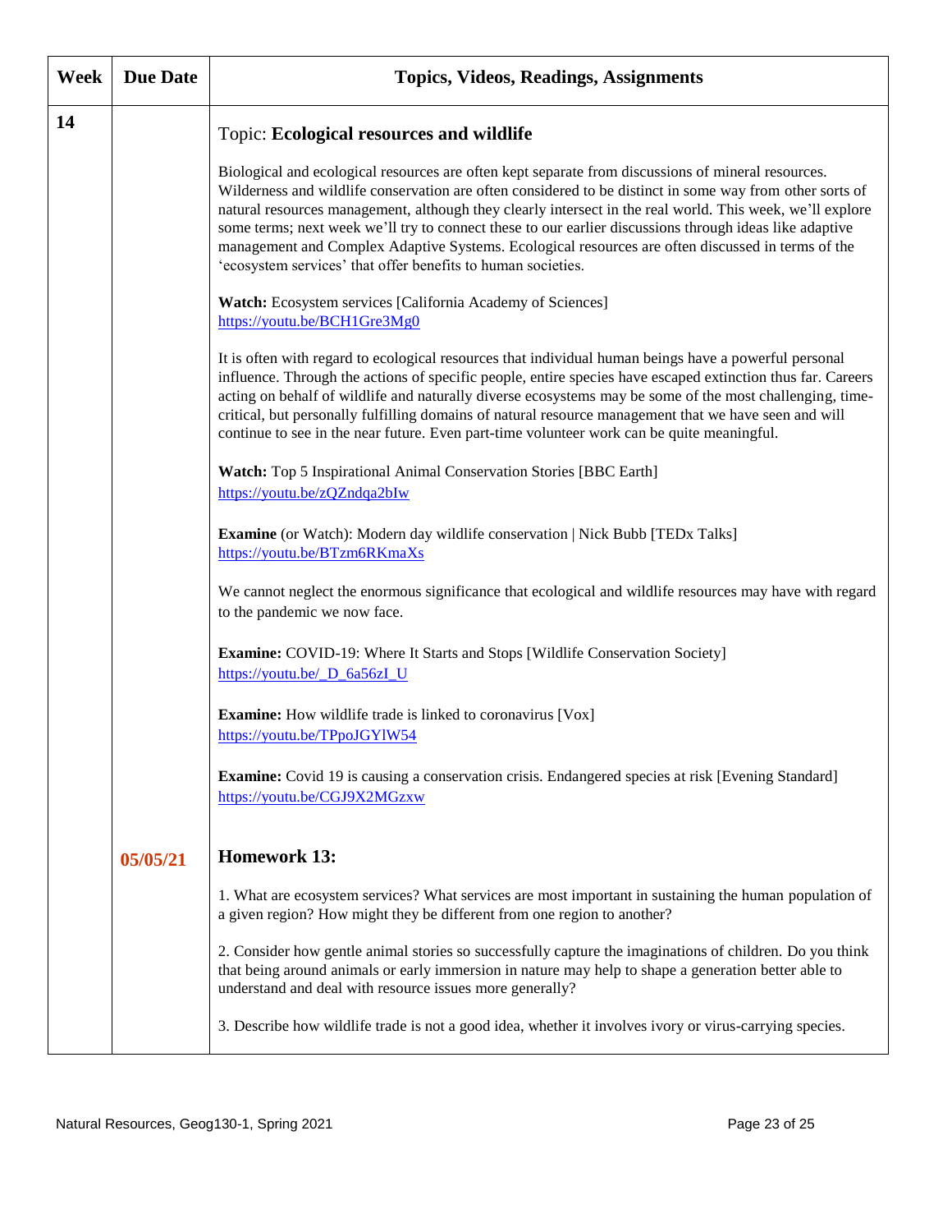| Week | Due Date | Topics, Videos, Readings, Assignments |
|---|---|---|
| 14 | | Topic: **Ecological resources and wildlife**<br><br>Biological and ecological resources are often kept separate from discussions of mineral resources. Wilderness and wildlife conservation are often considered to be distinct in some way from other sorts of natural resources management, although they clearly intersect in the real world. This week, we'll explore some terms; next week we'll try to connect these to our earlier discussions through ideas like adaptive management and Complex Adaptive Systems. Ecological resources are often discussed in terms of the 'ecosystem services' that offer benefits to human societies.<br><br>**Watch:** Ecosystem services [California Academy of Sciences]<br>https://youtu.be/BCH1Gre3Mg0<br><br>It is often with regard to ecological resources that individual human beings have a powerful personal influence. Through the actions of specific people, entire species have escaped extinction thus far. Careers acting on behalf of wildlife and naturally diverse ecosystems may be some of the most challenging, time-critical, but personally fulfilling domains of natural resource management that we have seen and will continue to see in the near future. Even part-time volunteer work can be quite meaningful.<br><br>**Watch:** Top 5 Inspirational Animal Conservation Stories [BBC Earth]<br>https://youtu.be/zQZndqa2bIw<br><br>**Examine** (or Watch): Modern day wildlife conservation \| Nick Bubb [TEDx Talks]<br>https://youtu.be/BTzm6RKmaXs<br><br>We cannot neglect the enormous significance that ecological and wildlife resources may have with regard to the pandemic we now face.<br><br>**Examine:** COVID-19: Where It Starts and Stops [Wildlife Conservation Society]<br>https://youtu.be/_D_6a56zI_U<br><br>**Examine:** How wildlife trade is linked to coronavirus [Vox]<br>https://youtu.be/TPpoJGYlW54<br><br>**Examine:** Covid 19 is causing a conservation crisis. Endangered species at risk [Evening Standard]<br>https://youtu.be/CGJ9X2MGzxw |
| | **05/05/21** | **Homework 13:**<br><br>1. What are ecosystem services? What services are most important in sustaining the human population of a given region? How might they be different from one region to another?<br><br>2. Consider how gentle animal stories so successfully capture the imaginations of children. Do you think that being around animals or early immersion in nature may help to shape a generation better able to understand and deal with resource issues more generally?<br><br>3. Describe how wildlife trade is not a good idea, whether it involves ivory or virus-carrying species. |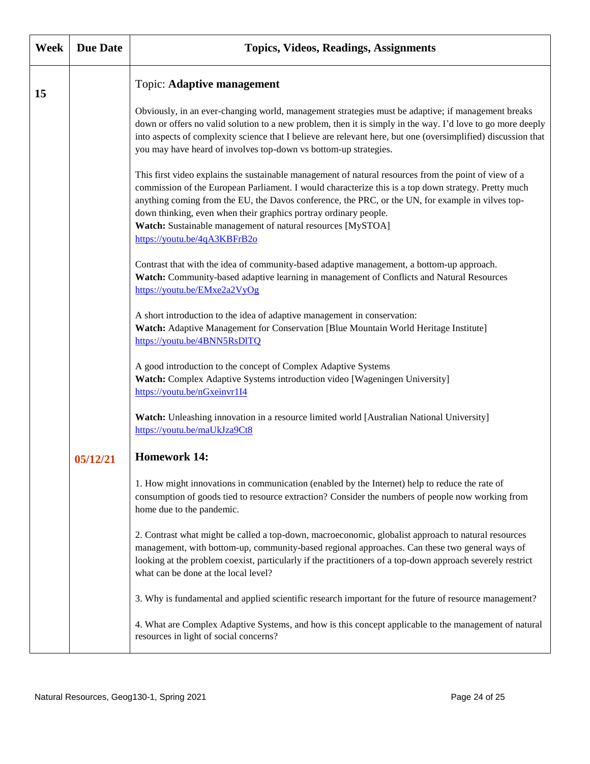| Week | Due Date | Topics, Videos, Readings, Assignments |
| --- | --- | --- |
| 15 | | Topic: **Adaptive management**<br><br>Obviously, in an ever-changing world, management strategies must be adaptive; if management breaks down or offers no valid solution to a new problem, then it is simply in the way. I'd love to go more deeply into aspects of complexity science that I believe are relevant here, but one (oversimplified) discussion that you may have heard of involves top-down vs bottom-up strategies.<br><br>This first video explains the sustainable management of natural resources from the point of view of a commission of the European Parliament. I would characterize this is a top down strategy. Pretty much anything coming from the EU, the Davos conference, the PRC, or the UN, for example in vilves top-down thinking, even when their graphics portray ordinary people.<br>**Watch:** Sustainable management of natural resources [MySTOA]<br>https://youtu.be/4qA3KBFrB2o<br><br>Contrast that with the idea of community-based adaptive management, a bottom-up approach.<br>**Watch:** Community-based adaptive learning in management of Conflicts and Natural Resources<br>https://youtu.be/EMxe2a2VyOg<br><br>A short introduction to the idea of adaptive management in conservation:<br>**Watch:** Adaptive Management for Conservation [Blue Mountain World Heritage Institute]<br>https://youtu.be/4BNN5RsDlTQ<br><br>A good introduction to the concept of Complex Adaptive Systems<br>**Watch:** Complex Adaptive Systems introduction video [Wageningen University]<br>https://youtu.be/nGxeinvr1I4<br><br>**Watch:** Unleashing innovation in a resource limited world [Australian National University]<br>https://youtu.be/maUkJza9Ct8 |
| | **05/12/21** | **Homework 14:**<br><br>1. How might innovations in communication (enabled by the Internet) help to reduce the rate of consumption of goods tied to resource extraction? Consider the numbers of people now working from home due to the pandemic.<br><br>2. Contrast what might be called a top-down, macroeconomic, globalist approach to natural resources management, with bottom-up, community-based regional approaches. Can these two general ways of looking at the problem coexist, particularly if the practitioners of a top-down approach severely restrict what can be done at the local level?<br><br>3. Why is fundamental and applied scientific research important for the future of resource management?<br><br>4. What are Complex Adaptive Systems, and how is this concept applicable to the management of natural resources in light of social concerns? |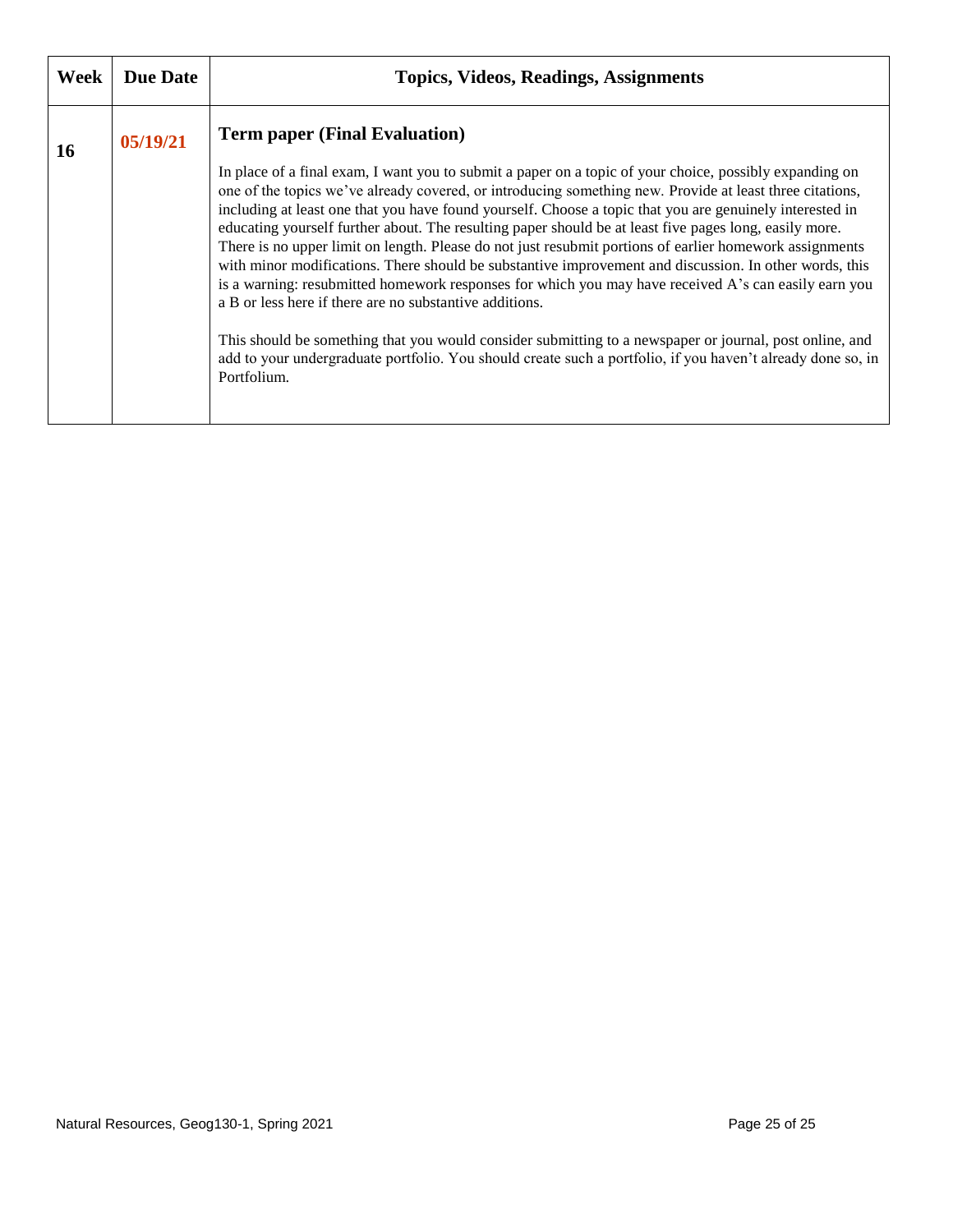| Week | Due Date | Topics, Videos, Readings, Assignments |
| --- | --- | --- |
| 16 | 05/19/21 | **Term paper (Final Evaluation)**<br><br>In place of a final exam, I want you to submit a paper on a topic of your choice, possibly expanding on one of the topics we've already covered, or introducing something new. Provide at least three citations, including at least one that you have found yourself. Choose a topic that you are genuinely interested in educating yourself further about. The resulting paper should be at least five pages long, easily more. There is no upper limit on length. Please do not just resubmit portions of earlier homework assignments with minor modifications. There should be substantive improvement and discussion. In other words, this is a warning: resubmitted homework responses for which you may have received A's can easily earn you a B or less here if there are no substantive additions.<br><br>This should be something that you would consider submitting to a newspaper or journal, post online, and add to your undergraduate portfolio. You should create such a portfolio, if you haven't already done so, in Portfolium. |